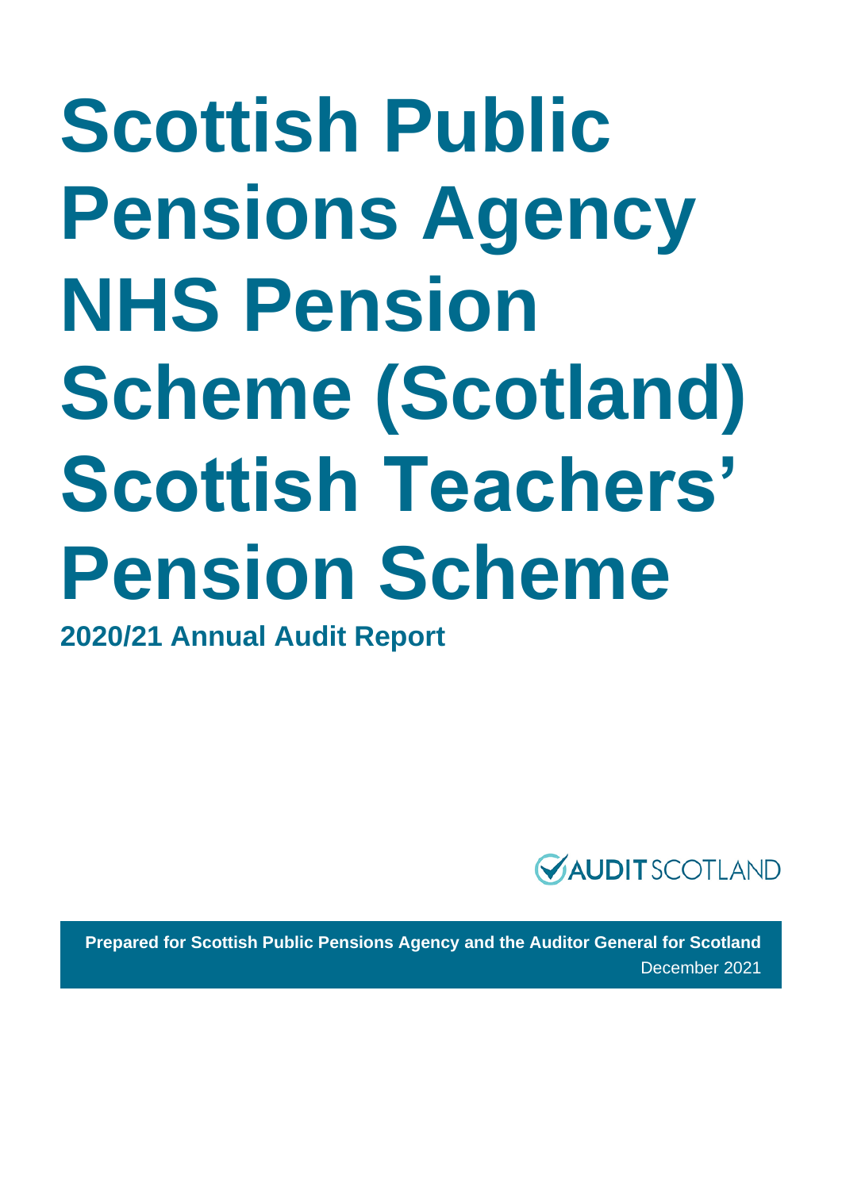# Scottish Public Pensions Agency NHS Pension Scheme (Scotland) Scottish Teachers' Pension Scheme

## 2020/21 Annual Audit Report

AUDIT SCOTLAND

**Prepared for Scottish Public Pensions Agency and the Auditor General for Scotland**

December 2021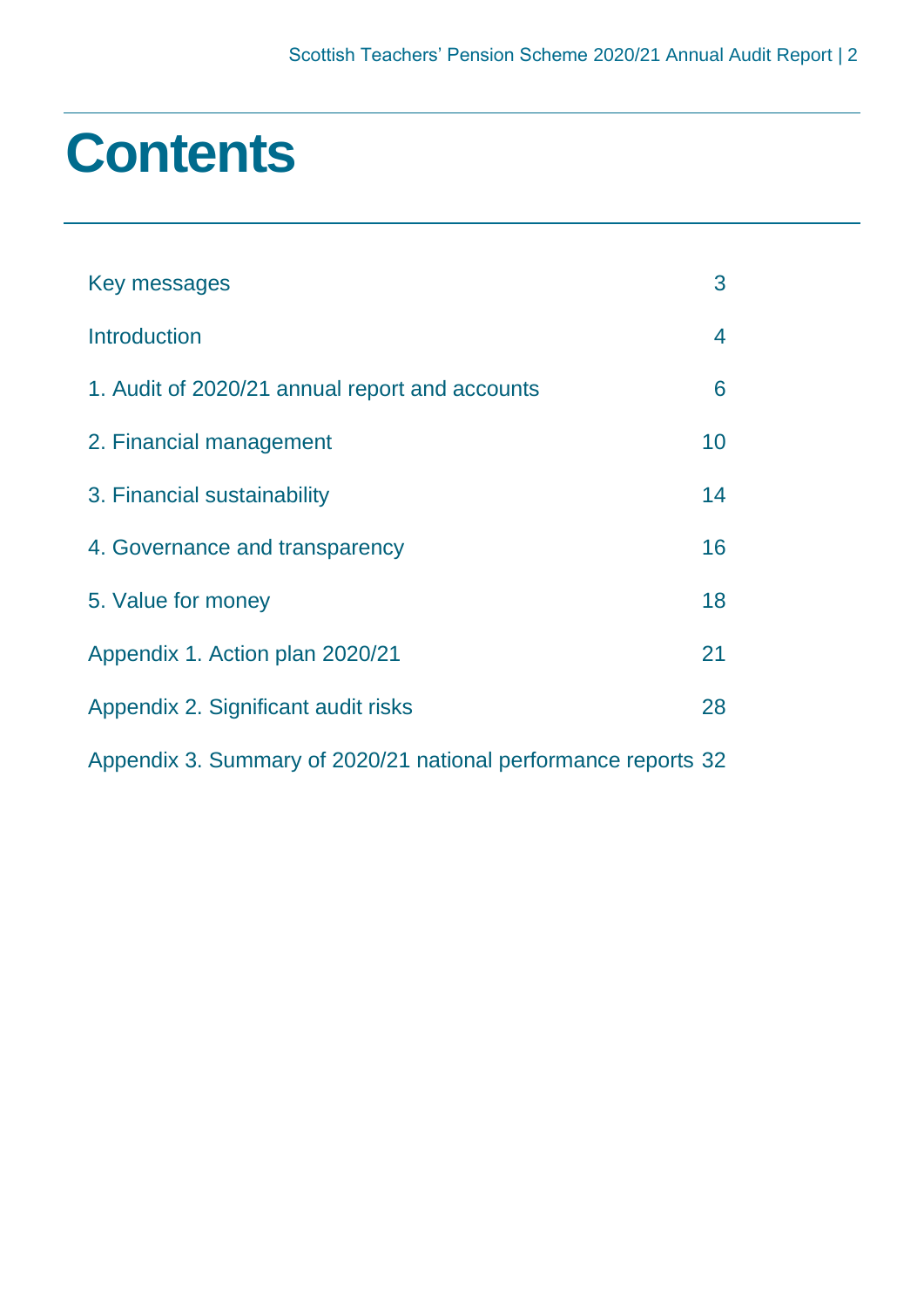# Contents

| | |
|---|---|
| Key messages | 3 |
| Introduction | 4 |
| 1. Audit of 2020/21 annual report and accounts | 6 |
| 2. Financial management | 10 |
| 3. Financial sustainability | 14 |
| 4. Governance and transparency | 16 |
| 5. Value for money | 18 |
| Appendix 1. Action plan 2020/21 | 21 |
| Appendix 2. Significant audit risks | 28 |
| Appendix 3. Summary of 2020/21 national performance reports | 32 |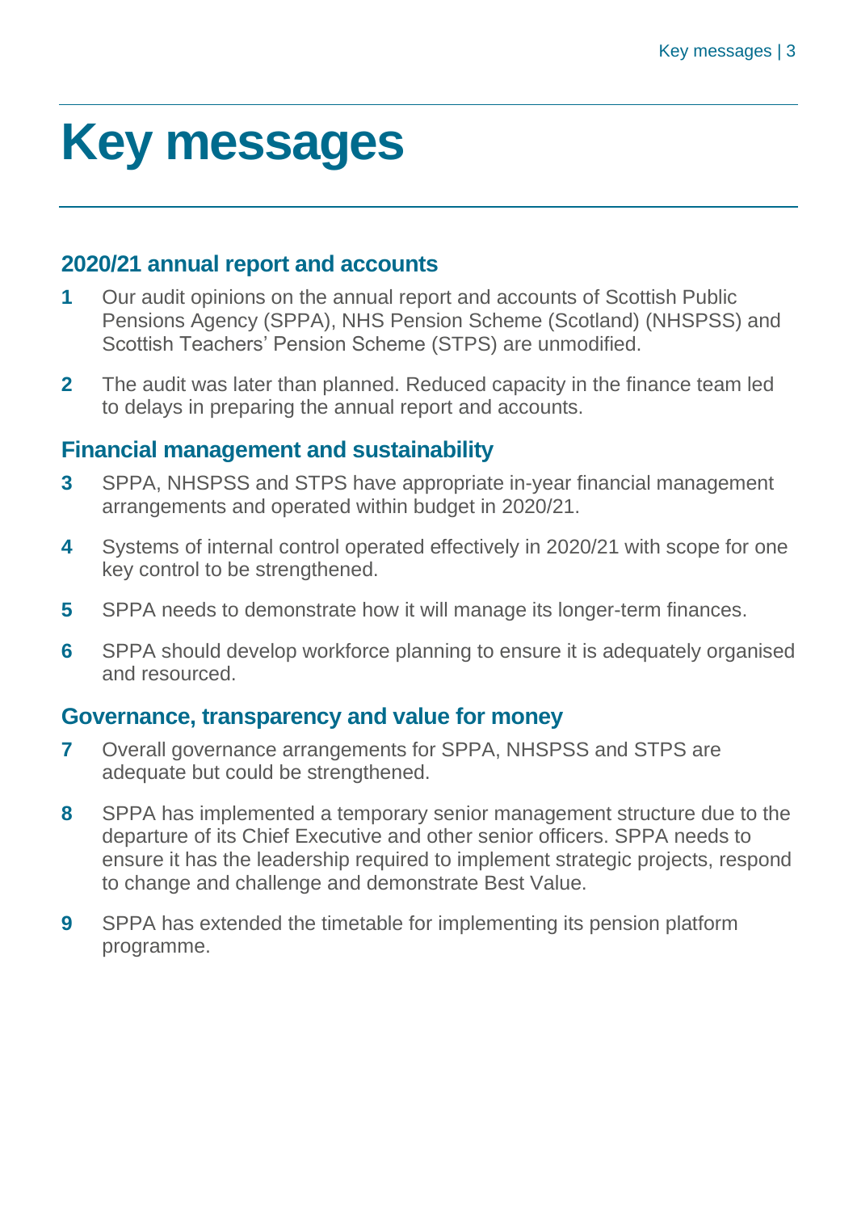# Key messages

## 2020/21 annual report and accounts

1. Our audit opinions on the annual report and accounts of Scottish Public Pensions Agency (SPPA), NHS Pension Scheme (Scotland) (NHSPSS) and Scottish Teachers' Pension Scheme (STPS) are unmodified.
2. The audit was later than planned. Reduced capacity in the finance team led to delays in preparing the annual report and accounts.

## Financial management and sustainability

3. SPPA, NHSPSS and STPS have appropriate in-year financial management arrangements and operated within budget in 2020/21.
4. Systems of internal control operated effectively in 2020/21 with scope for one key control to be strengthened.
5. SPPA needs to demonstrate how it will manage its longer-term finances.
6. SPPA should develop workforce planning to ensure it is adequately organised and resourced.

## Governance, transparency and value for money

7. Overall governance arrangements for SPPA, NHSPSS and STPS are adequate but could be strengthened.
8. SPPA has implemented a temporary senior management structure due to the departure of its Chief Executive and other senior officers. SPPA needs to ensure it has the leadership required to implement strategic projects, respond to change and challenge and demonstrate Best Value.
9. SPPA has extended the timetable for implementing its pension platform programme.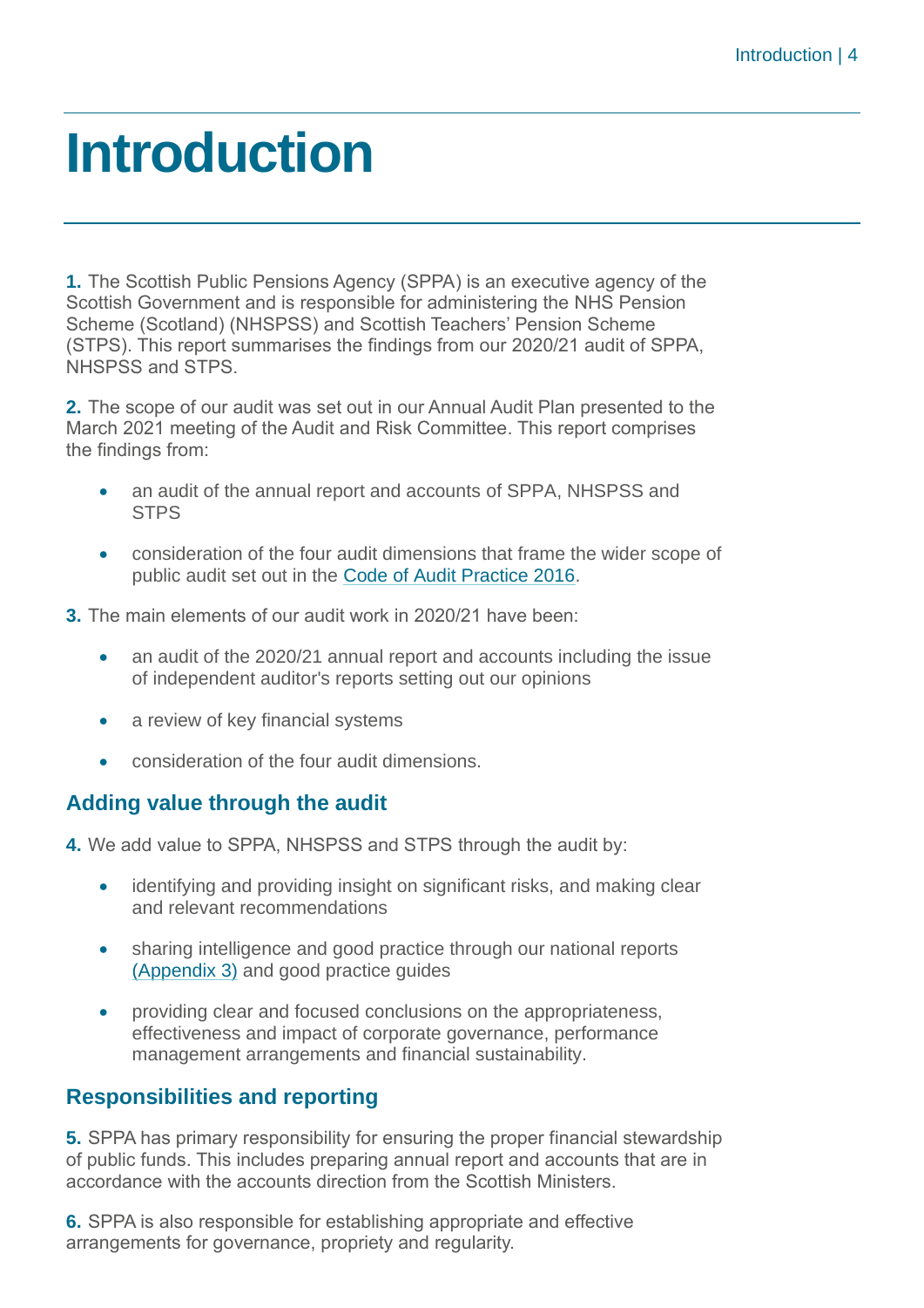# Introduction

**1.** The Scottish Public Pensions Agency (SPPA) is an executive agency of the Scottish Government and is responsible for administering the NHS Pension Scheme (Scotland) (NHSPSS) and Scottish Teachers' Pension Scheme (STPS). This report summarises the findings from our 2020/21 audit of SPPA, NHSPSS and STPS.

**2.** The scope of our audit was set out in our Annual Audit Plan presented to the March 2021 meeting of the Audit and Risk Committee. This report comprises the findings from:

- an audit of the annual report and accounts of SPPA, NHSPSS and STPS
- consideration of the four audit dimensions that frame the wider scope of public audit set out in the Code of Audit Practice 2016.

**3.** The main elements of our audit work in 2020/21 have been:

- an audit of the 2020/21 annual report and accounts including the issue of independent auditor's reports setting out our opinions
- a review of key financial systems
- consideration of the four audit dimensions.

## Adding value through the audit

**4.** We add value to SPPA, NHSPSS and STPS through the audit by:

- identifying and providing insight on significant risks, and making clear and relevant recommendations
- sharing intelligence and good practice through our national reports (Appendix 3) and good practice guides
- providing clear and focused conclusions on the appropriateness, effectiveness and impact of corporate governance, performance management arrangements and financial sustainability.

## Responsibilities and reporting

**5.** SPPA has primary responsibility for ensuring the proper financial stewardship of public funds. This includes preparing annual report and accounts that are in accordance with the accounts direction from the Scottish Ministers.

**6.** SPPA is also responsible for establishing appropriate and effective arrangements for governance, propriety and regularity.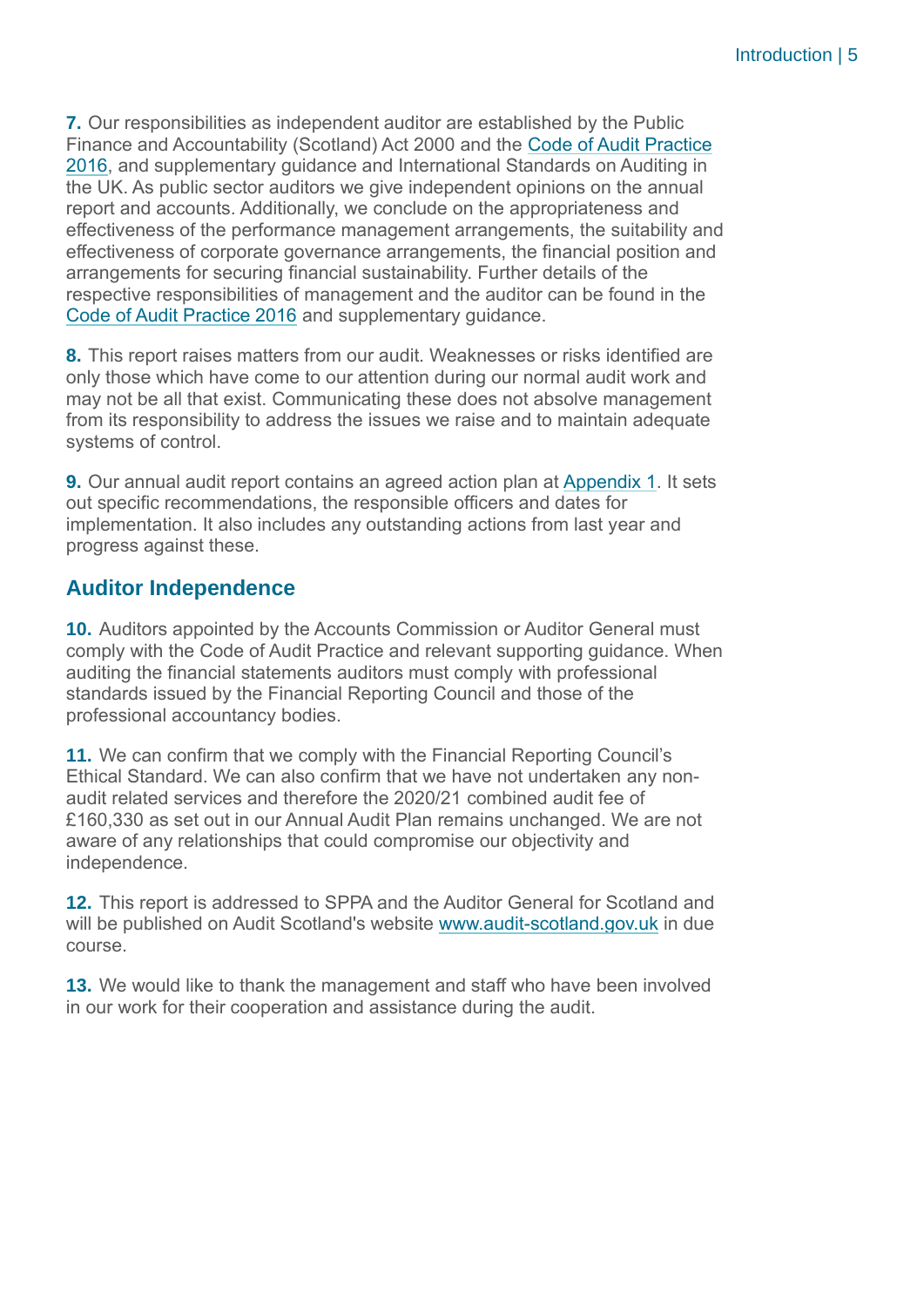**7.** Our responsibilities as independent auditor are established by the Public Finance and Accountability (Scotland) Act 2000 and the Code of Audit Practice 2016, and supplementary guidance and International Standards on Auditing in the UK. As public sector auditors we give independent opinions on the annual report and accounts. Additionally, we conclude on the appropriateness and effectiveness of the performance management arrangements, the suitability and effectiveness of corporate governance arrangements, the financial position and arrangements for securing financial sustainability. Further details of the respective responsibilities of management and the auditor can be found in the Code of Audit Practice 2016 and supplementary guidance.

**8.** This report raises matters from our audit. Weaknesses or risks identified are only those which have come to our attention during our normal audit work and may not be all that exist. Communicating these does not absolve management from its responsibility to address the issues we raise and to maintain adequate systems of control.

**9.** Our annual audit report contains an agreed action plan at Appendix 1. It sets out specific recommendations, the responsible officers and dates for implementation. It also includes any outstanding actions from last year and progress against these.

## Auditor Independence

**10.** Auditors appointed by the Accounts Commission or Auditor General must comply with the Code of Audit Practice and relevant supporting guidance. When auditing the financial statements auditors must comply with professional standards issued by the Financial Reporting Council and those of the professional accountancy bodies.

**11.** We can confirm that we comply with the Financial Reporting Council's Ethical Standard. We can also confirm that we have not undertaken any non-audit related services and therefore the 2020/21 combined audit fee of £160,330 as set out in our Annual Audit Plan remains unchanged. We are not aware of any relationships that could compromise our objectivity and independence.

**12.** This report is addressed to SPPA and the Auditor General for Scotland and will be published on Audit Scotland's website www.audit-scotland.gov.uk in due course.

**13.** We would like to thank the management and staff who have been involved in our work for their cooperation and assistance during the audit.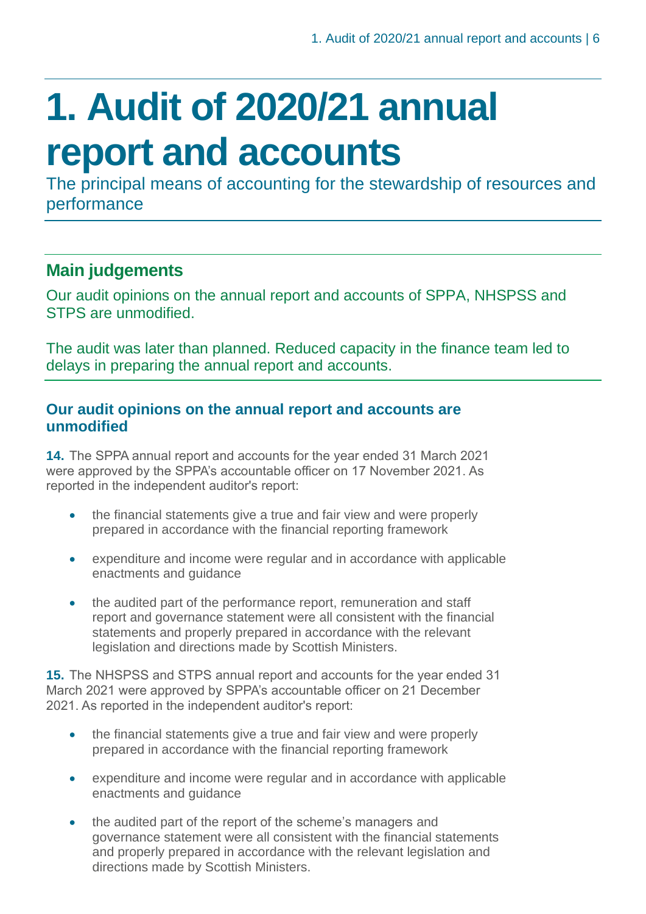# 1. Audit of 2020/21 annual report and accounts

The principal means of accounting for the stewardship of resources and performance

## Main judgements

Our audit opinions on the annual report and accounts of SPPA, NHSPSS and STPS are unmodified.

The audit was later than planned. Reduced capacity in the finance team led to delays in preparing the annual report and accounts.

### Our audit opinions on the annual report and accounts are unmodified

**14.** The SPPA annual report and accounts for the year ended 31 March 2021 were approved by the SPPA's accountable officer on 17 November 2021. As reported in the independent auditor's report:

- the financial statements give a true and fair view and were properly prepared in accordance with the financial reporting framework
- expenditure and income were regular and in accordance with applicable enactments and guidance
- the audited part of the performance report, remuneration and staff report and governance statement were all consistent with the financial statements and properly prepared in accordance with the relevant legislation and directions made by Scottish Ministers.

**15.** The NHSPSS and STPS annual report and accounts for the year ended 31 March 2021 were approved by SPPA's accountable officer on 21 December 2021. As reported in the independent auditor's report:

- the financial statements give a true and fair view and were properly prepared in accordance with the financial reporting framework
- expenditure and income were regular and in accordance with applicable enactments and guidance
- the audited part of the report of the scheme's managers and governance statement were all consistent with the financial statements and properly prepared in accordance with the relevant legislation and directions made by Scottish Ministers.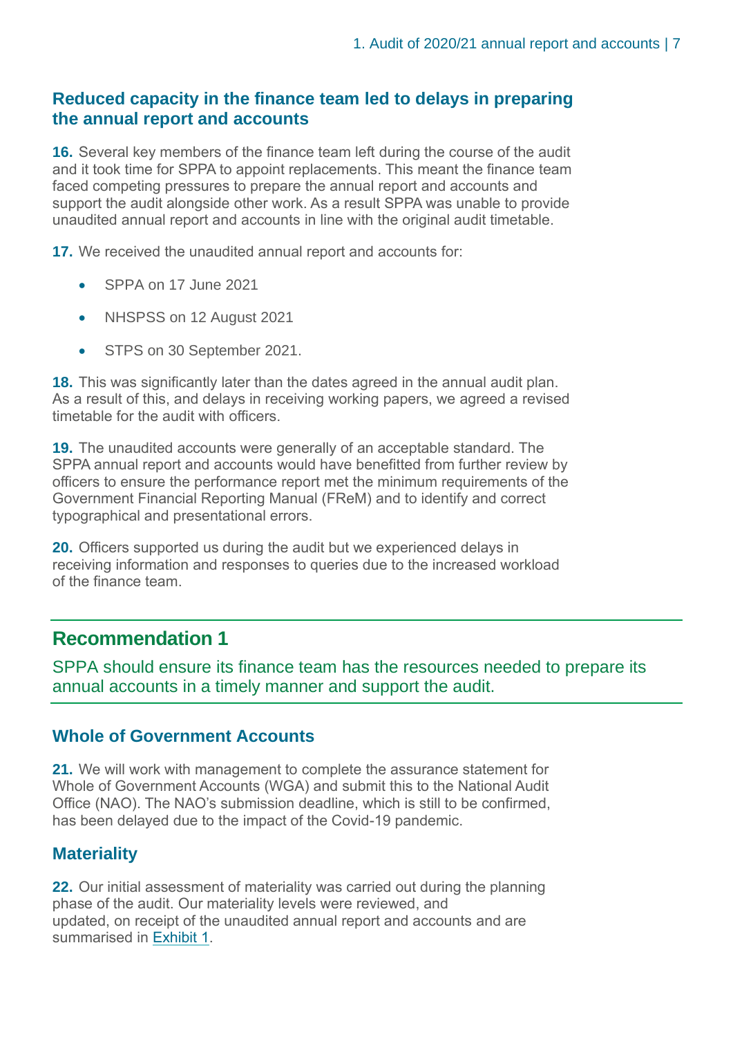### Reduced capacity in the finance team led to delays in preparing the annual report and accounts

**16.** Several key members of the finance team left during the course of the audit and it took time for SPPA to appoint replacements. This meant the finance team faced competing pressures to prepare the annual report and accounts and support the audit alongside other work. As a result SPPA was unable to provide unaudited annual report and accounts in line with the original audit timetable.

**17.** We received the unaudited annual report and accounts for:

- SPPA on 17 June 2021
- NHSPSS on 12 August 2021
- STPS on 30 September 2021.

**18.** This was significantly later than the dates agreed in the annual audit plan. As a result of this, and delays in receiving working papers, we agreed a revised timetable for the audit with officers.

**19.** The unaudited accounts were generally of an acceptable standard. The SPPA annual report and accounts would have benefitted from further review by officers to ensure the performance report met the minimum requirements of the Government Financial Reporting Manual (FReM) and to identify and correct typographical and presentational errors.

**20.** Officers supported us during the audit but we experienced delays in receiving information and responses to queries due to the increased workload of the finance team.

## Recommendation 1

SPPA should ensure its finance team has the resources needed to prepare its annual accounts in a timely manner and support the audit.

### Whole of Government Accounts

**21.** We will work with management to complete the assurance statement for Whole of Government Accounts (WGA) and submit this to the National Audit Office (NAO). The NAO's submission deadline, which is still to be confirmed, has been delayed due to the impact of the Covid-19 pandemic.

### Materiality

**22.** Our initial assessment of materiality was carried out during the planning phase of the audit. Our materiality levels were reviewed, and updated, on receipt of the unaudited annual report and accounts and are summarised in Exhibit 1.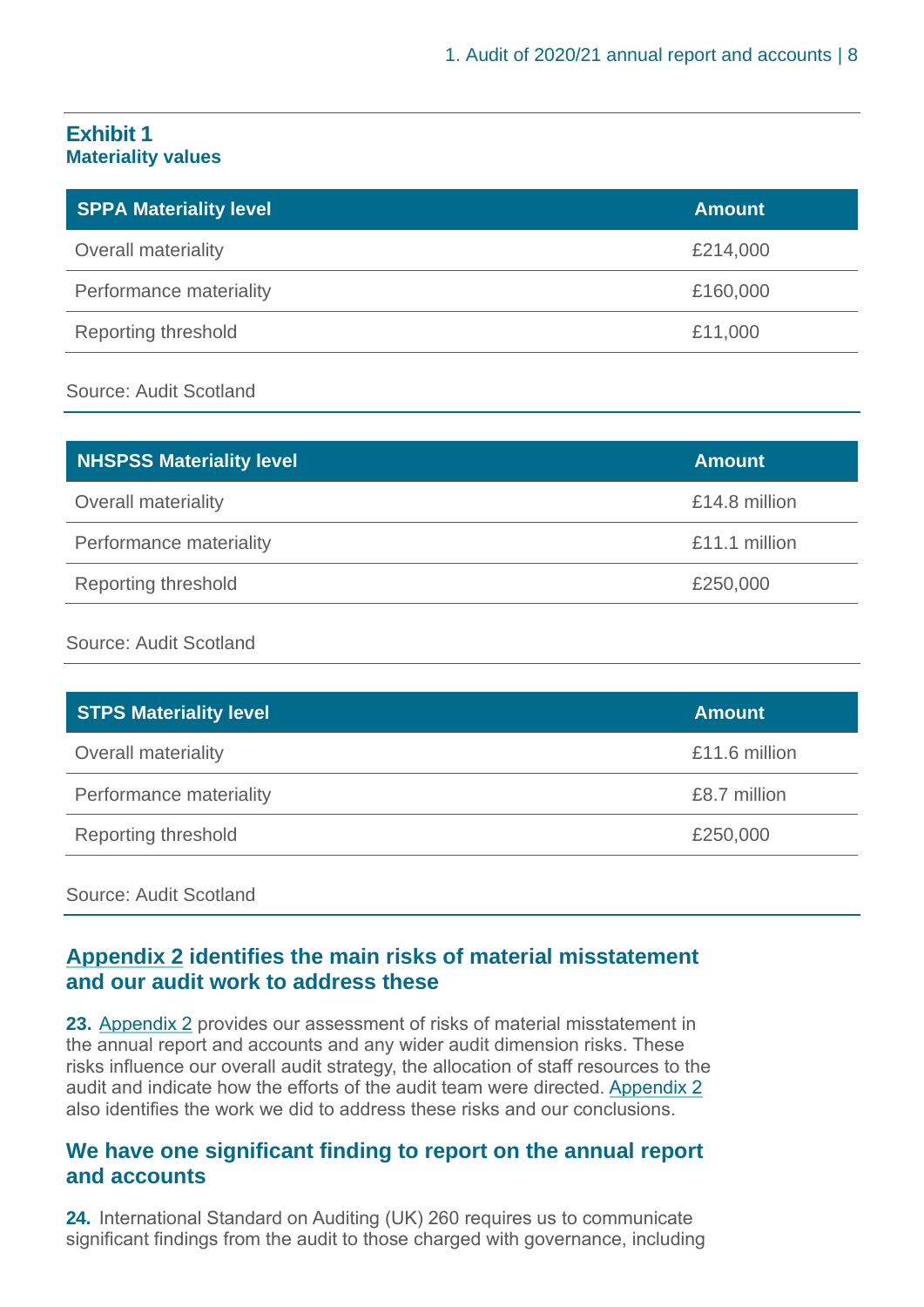**Exhibit 1**
**Materiality values**

| SPPA Materiality level | Amount |
| --- | --- |
| Overall materiality | £214,000 |
| Performance materiality | £160,000 |
| Reporting threshold | £11,000 |

Source: Audit Scotland

| NHSPSS Materiality level | Amount |
| --- | --- |
| Overall materiality | £14.8 million |
| Performance materiality | £11.1 million |
| Reporting threshold | £250,000 |

Source: Audit Scotland

| STPS Materiality level | Amount |
| --- | --- |
| Overall materiality | £11.6 million |
| Performance materiality | £8.7 million |
| Reporting threshold | £250,000 |

Source: Audit Scotland

## Appendix 2 identifies the main risks of material misstatement and our audit work to address these

**23.** Appendix 2 provides our assessment of risks of material misstatement in the annual report and accounts and any wider audit dimension risks. These risks influence our overall audit strategy, the allocation of staff resources to the audit and indicate how the efforts of the audit team were directed. Appendix 2 also identifies the work we did to address these risks and our conclusions.

## We have one significant finding to report on the annual report and accounts

**24.** International Standard on Auditing (UK) 260 requires us to communicate significant findings from the audit to those charged with governance, including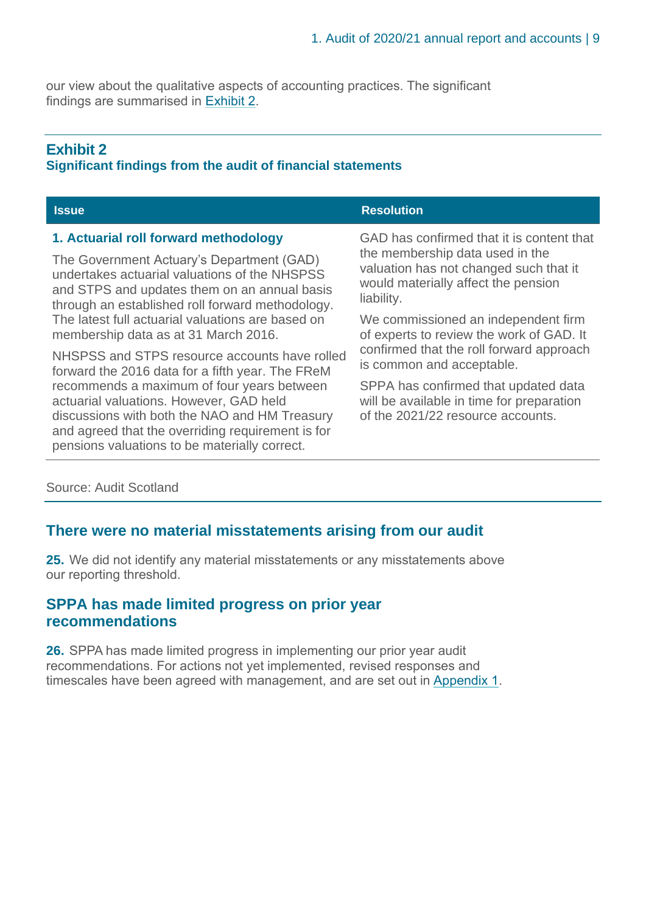our view about the qualitative aspects of accounting practices. The significant findings are summarised in Exhibit 2.

**Exhibit 2**
**Significant findings from the audit of financial statements**

| Issue | Resolution |
|---|---|
| **1. Actuarial roll forward methodology**<br><br>The Government Actuary's Department (GAD) undertakes actuarial valuations of the NHSPSS and STPS and updates them on an annual basis through an established roll forward methodology. The latest full actuarial valuations are based on membership data as at 31 March 2016.<br><br>NHSPSS and STPS resource accounts have rolled forward the 2016 data for a fifth year. The FReM recommends a maximum of four years between actuarial valuations. However, GAD held discussions with both the NAO and HM Treasury and agreed that the overriding requirement is for pensions valuations to be materially correct. | GAD has confirmed that it is content that the membership data used in the valuation has not changed such that it would materially affect the pension liability.<br><br>We commissioned an independent firm of experts to review the work of GAD. It confirmed that the roll forward approach is common and acceptable.<br><br>SPPA has confirmed that updated data will be available in time for preparation of the 2021/22 resource accounts. |

Source: Audit Scotland

## There were no material misstatements arising from our audit

**25.** We did not identify any material misstatements or any misstatements above our reporting threshold.

## SPPA has made limited progress on prior year recommendations

**26.** SPPA has made limited progress in implementing our prior year audit recommendations. For actions not yet implemented, revised responses and timescales have been agreed with management, and are set out in Appendix 1.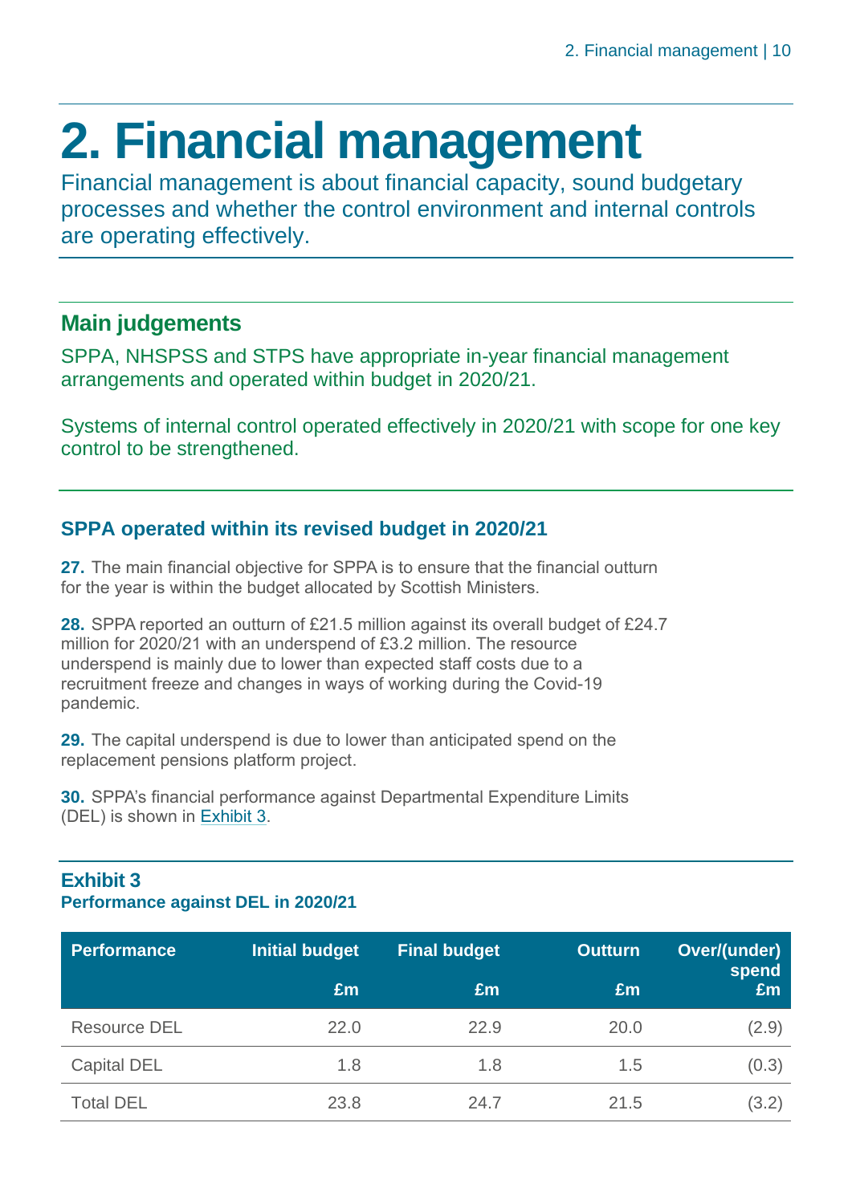# 2. Financial management

Financial management is about financial capacity, sound budgetary processes and whether the control environment and internal controls are operating effectively.

## Main judgements

SPPA, NHSPSS and STPS have appropriate in-year financial management arrangements and operated within budget in 2020/21.

Systems of internal control operated effectively in 2020/21 with scope for one key control to be strengthened.

## SPPA operated within its revised budget in 2020/21

**27.** The main financial objective for SPPA is to ensure that the financial outturn for the year is within the budget allocated by Scottish Ministers.

**28.** SPPA reported an outturn of £21.5 million against its overall budget of £24.7 million for 2020/21 with an underspend of £3.2 million. The resource underspend is mainly due to lower than expected staff costs due to a recruitment freeze and changes in ways of working during the Covid-19 pandemic.

**29.** The capital underspend is due to lower than anticipated spend on the replacement pensions platform project.

**30.** SPPA's financial performance against Departmental Expenditure Limits (DEL) is shown in Exhibit 3.

**Exhibit 3**
**Performance against DEL in 2020/21**

| Performance | Initial budget £m | Final budget £m | Outturn £m | Over/(under) spend £m |
|---|---|---|---|---|
| Resource DEL | 22.0 | 22.9 | 20.0 | (2.9) |
| Capital DEL | 1.8 | 1.8 | 1.5 | (0.3) |
| Total DEL | 23.8 | 24.7 | 21.5 | (3.2) |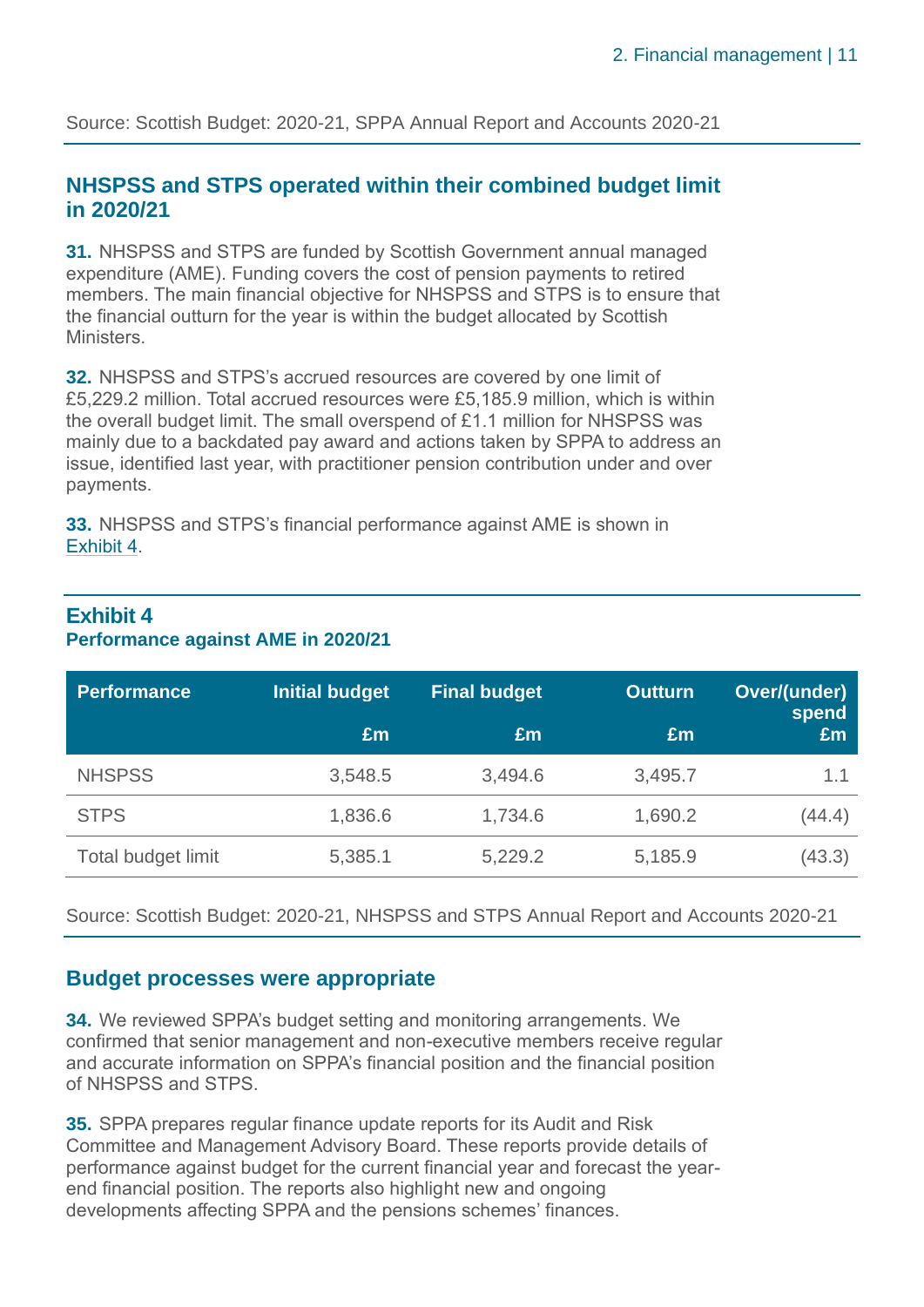Source: Scottish Budget: 2020-21, SPPA Annual Report and Accounts 2020-21

## NHSPSS and STPS operated within their combined budget limit in 2020/21

**31.** NHSPSS and STPS are funded by Scottish Government annual managed expenditure (AME). Funding covers the cost of pension payments to retired members. The main financial objective for NHSPSS and STPS is to ensure that the financial outturn for the year is within the budget allocated by Scottish Ministers.

**32.** NHSPSS and STPS's accrued resources are covered by one limit of £5,229.2 million. Total accrued resources were £5,185.9 million, which is within the overall budget limit. The small overspend of £1.1 million for NHSPSS was mainly due to a backdated pay award and actions taken by SPPA to address an issue, identified last year, with practitioner pension contribution under and over payments.

**33.** NHSPSS and STPS's financial performance against AME is shown in Exhibit 4.

### Exhibit 4
**Performance against AME in 2020/21**

| Performance | Initial budget £m | Final budget £m | Outturn £m | Over/(under) spend £m |
|---|---|---|---|---|
| NHSPSS | 3,548.5 | 3,494.6 | 3,495.7 | 1.1 |
| STPS | 1,836.6 | 1,734.6 | 1,690.2 | (44.4) |
| Total budget limit | 5,385.1 | 5,229.2 | 5,185.9 | (43.3) |

Source: Scottish Budget: 2020-21, NHSPSS and STPS Annual Report and Accounts 2020-21

## Budget processes were appropriate

**34.** We reviewed SPPA's budget setting and monitoring arrangements. We confirmed that senior management and non-executive members receive regular and accurate information on SPPA's financial position and the financial position of NHSPSS and STPS.

**35.** SPPA prepares regular finance update reports for its Audit and Risk Committee and Management Advisory Board. These reports provide details of performance against budget for the current financial year and forecast the year-end financial position. The reports also highlight new and ongoing developments affecting SPPA and the pensions schemes' finances.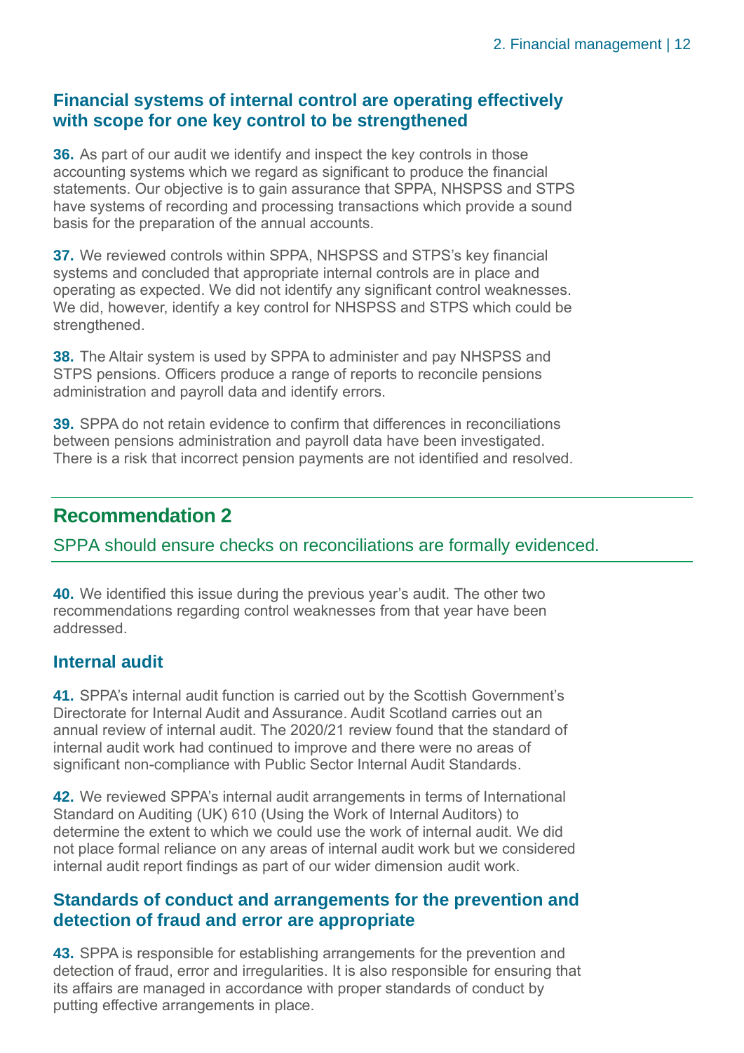### Financial systems of internal control are operating effectively with scope for one key control to be strengthened

**36.** As part of our audit we identify and inspect the key controls in those accounting systems which we regard as significant to produce the financial statements. Our objective is to gain assurance that SPPA, NHSPSS and STPS have systems of recording and processing transactions which provide a sound basis for the preparation of the annual accounts.

**37.** We reviewed controls within SPPA, NHSPSS and STPS's key financial systems and concluded that appropriate internal controls are in place and operating as expected. We did not identify any significant control weaknesses. We did, however, identify a key control for NHSPSS and STPS which could be strengthened.

**38.** The Altair system is used by SPPA to administer and pay NHSPSS and STPS pensions. Officers produce a range of reports to reconcile pensions administration and payroll data and identify errors.

**39.** SPPA do not retain evidence to confirm that differences in reconciliations between pensions administration and payroll data have been investigated. There is a risk that incorrect pension payments are not identified and resolved.

## Recommendation 2

SPPA should ensure checks on reconciliations are formally evidenced.

**40.** We identified this issue during the previous year's audit. The other two recommendations regarding control weaknesses from that year have been addressed.

### Internal audit

**41.** SPPA's internal audit function is carried out by the Scottish Government's Directorate for Internal Audit and Assurance. Audit Scotland carries out an annual review of internal audit. The 2020/21 review found that the standard of internal audit work had continued to improve and there were no areas of significant non-compliance with Public Sector Internal Audit Standards.

**42.** We reviewed SPPA's internal audit arrangements in terms of International Standard on Auditing (UK) 610 (Using the Work of Internal Auditors) to determine the extent to which we could use the work of internal audit. We did not place formal reliance on any areas of internal audit work but we considered internal audit report findings as part of our wider dimension audit work.

### Standards of conduct and arrangements for the prevention and detection of fraud and error are appropriate

**43.** SPPA is responsible for establishing arrangements for the prevention and detection of fraud, error and irregularities. It is also responsible for ensuring that its affairs are managed in accordance with proper standards of conduct by putting effective arrangements in place.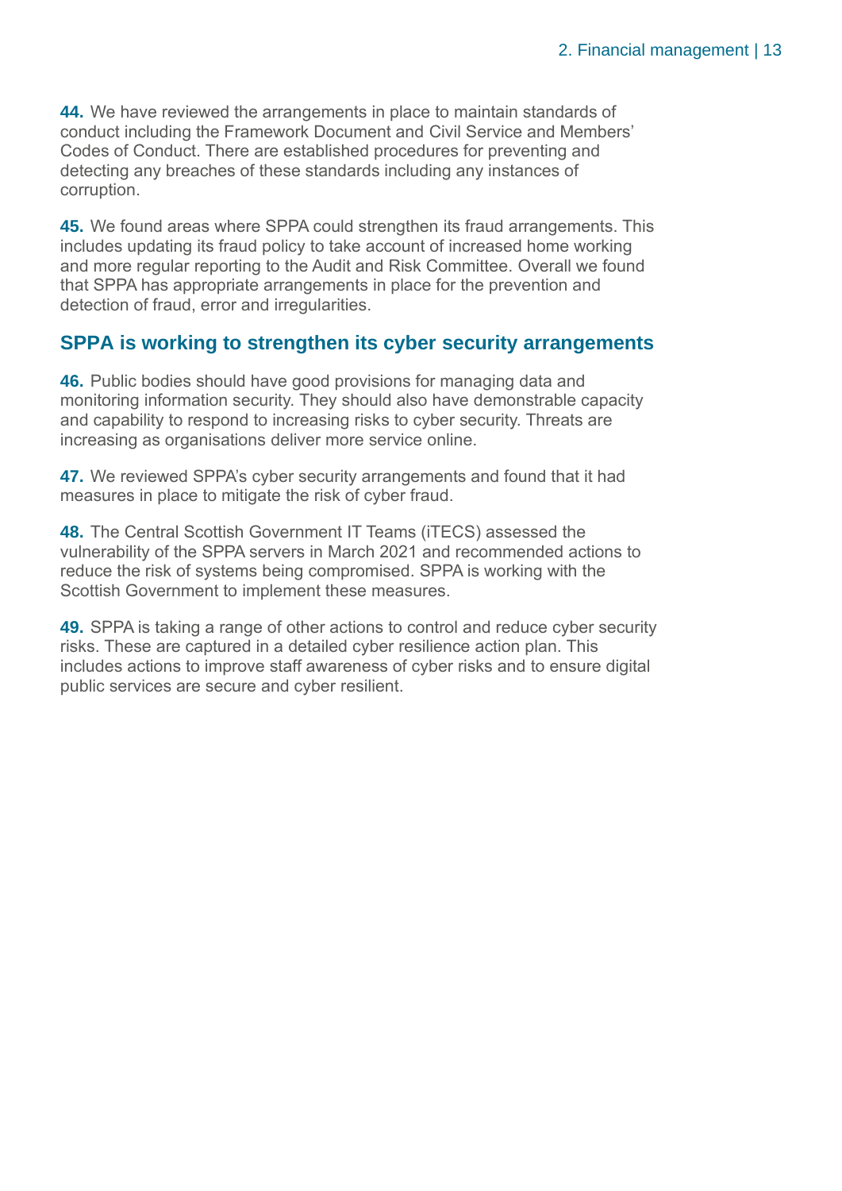**44.** We have reviewed the arrangements in place to maintain standards of conduct including the Framework Document and Civil Service and Members' Codes of Conduct. There are established procedures for preventing and detecting any breaches of these standards including any instances of corruption.

**45.** We found areas where SPPA could strengthen its fraud arrangements. This includes updating its fraud policy to take account of increased home working and more regular reporting to the Audit and Risk Committee. Overall we found that SPPA has appropriate arrangements in place for the prevention and detection of fraud, error and irregularities.

## SPPA is working to strengthen its cyber security arrangements

**46.** Public bodies should have good provisions for managing data and monitoring information security. They should also have demonstrable capacity and capability to respond to increasing risks to cyber security. Threats are increasing as organisations deliver more service online.

**47.** We reviewed SPPA's cyber security arrangements and found that it had measures in place to mitigate the risk of cyber fraud.

**48.** The Central Scottish Government IT Teams (iTECS) assessed the vulnerability of the SPPA servers in March 2021 and recommended actions to reduce the risk of systems being compromised. SPPA is working with the Scottish Government to implement these measures.

**49.** SPPA is taking a range of other actions to control and reduce cyber security risks. These are captured in a detailed cyber resilience action plan. This includes actions to improve staff awareness of cyber risks and to ensure digital public services are secure and cyber resilient.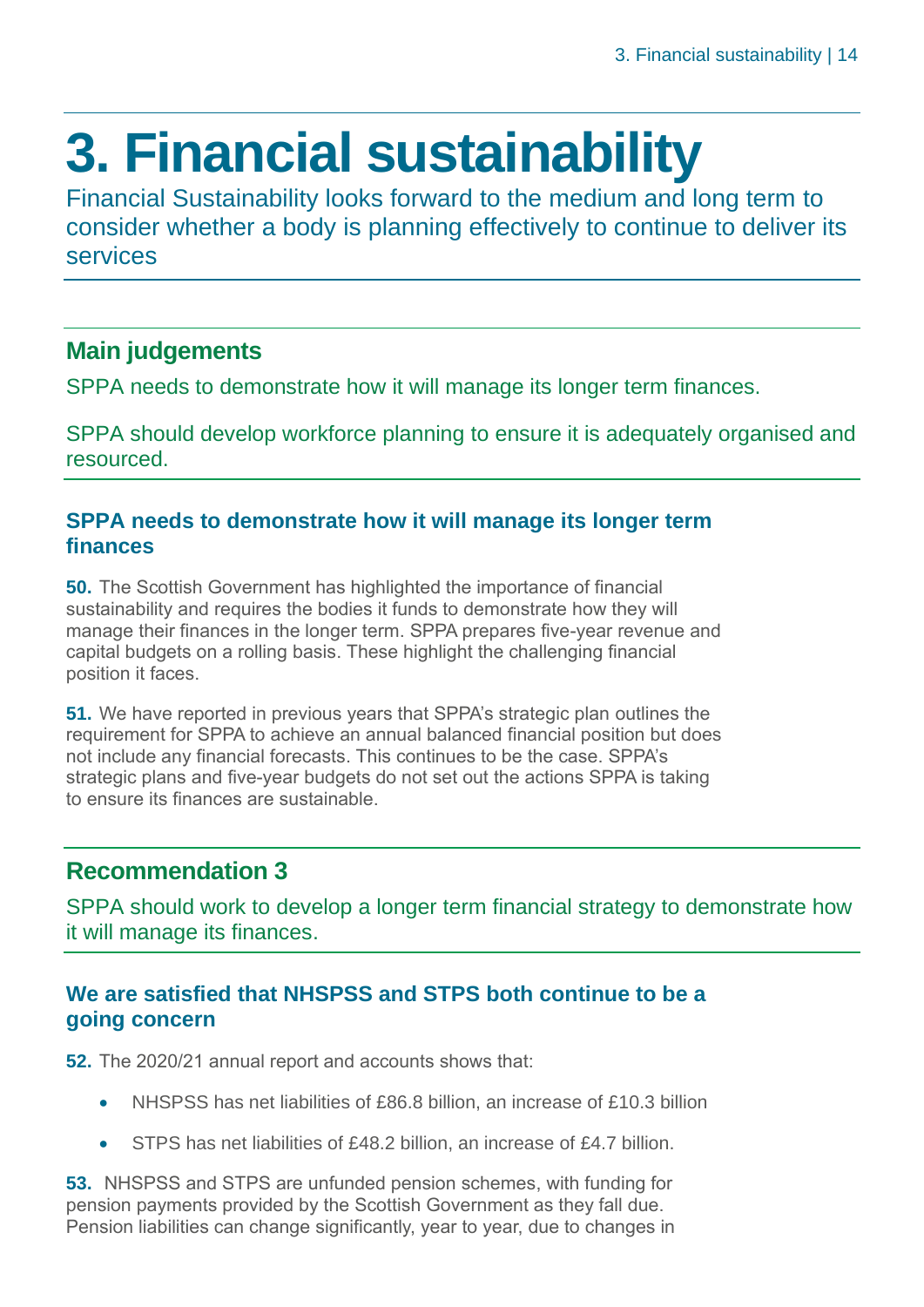# 3. Financial sustainability

Financial Sustainability looks forward to the medium and long term to consider whether a body is planning effectively to continue to deliver its services

## Main judgements

SPPA needs to demonstrate how it will manage its longer term finances.

SPPA should develop workforce planning to ensure it is adequately organised and resourced.

### SPPA needs to demonstrate how it will manage its longer term finances

**50.** The Scottish Government has highlighted the importance of financial sustainability and requires the bodies it funds to demonstrate how they will manage their finances in the longer term. SPPA prepares five-year revenue and capital budgets on a rolling basis. These highlight the challenging financial position it faces.

**51.** We have reported in previous years that SPPA's strategic plan outlines the requirement for SPPA to achieve an annual balanced financial position but does not include any financial forecasts. This continues to be the case. SPPA's strategic plans and five-year budgets do not set out the actions SPPA is taking to ensure its finances are sustainable.

## Recommendation 3

SPPA should work to develop a longer term financial strategy to demonstrate how it will manage its finances.

### We are satisfied that NHSPSS and STPS both continue to be a going concern

**52.** The 2020/21 annual report and accounts shows that:

- NHSPSS has net liabilities of £86.8 billion, an increase of £10.3 billion
- STPS has net liabilities of £48.2 billion, an increase of £4.7 billion.

**53.** NHSPSS and STPS are unfunded pension schemes, with funding for pension payments provided by the Scottish Government as they fall due. Pension liabilities can change significantly, year to year, due to changes in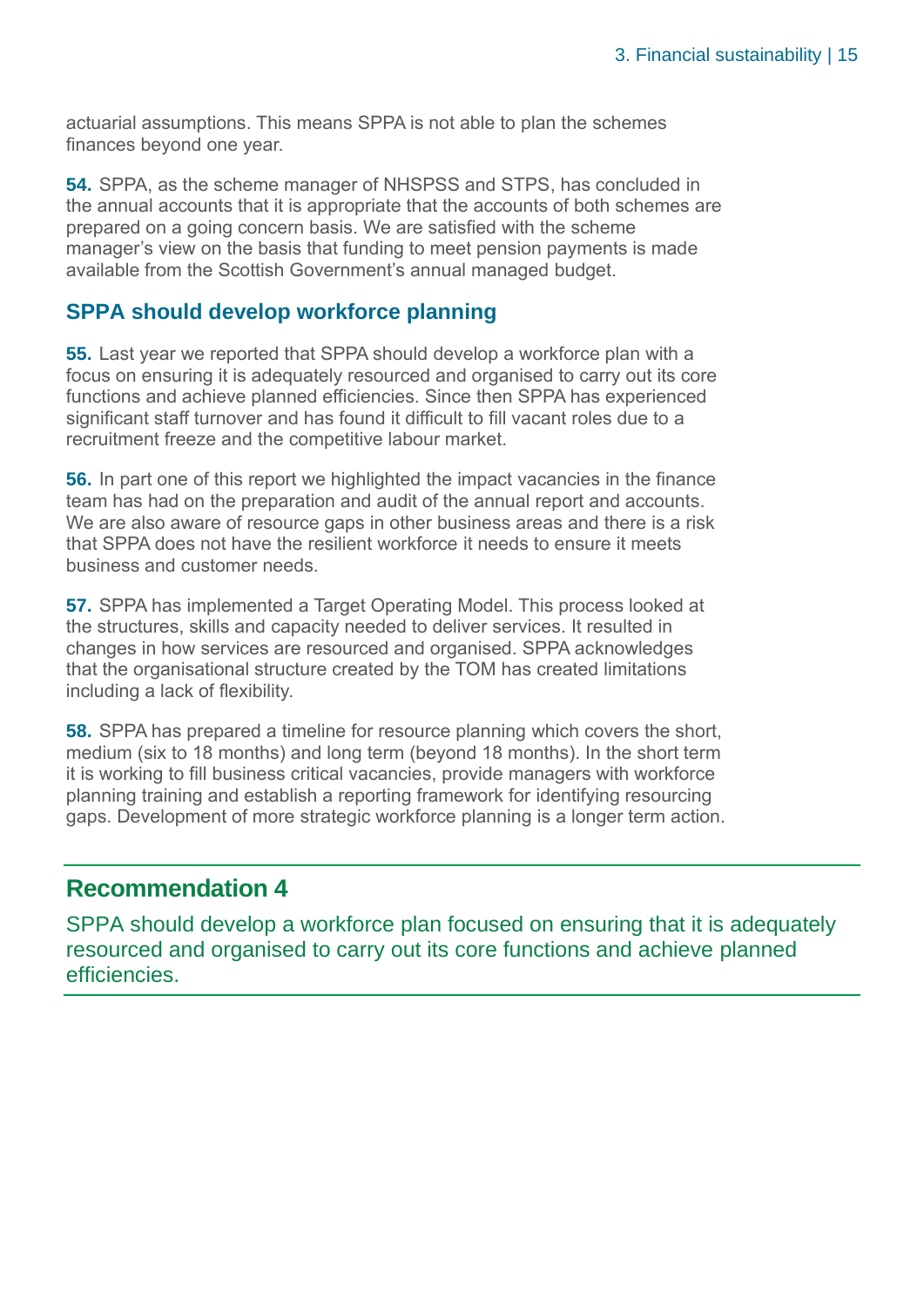actuarial assumptions. This means SPPA is not able to plan the schemes finances beyond one year.

**54.** SPPA, as the scheme manager of NHSPSS and STPS, has concluded in the annual accounts that it is appropriate that the accounts of both schemes are prepared on a going concern basis. We are satisfied with the scheme manager's view on the basis that funding to meet pension payments is made available from the Scottish Government's annual managed budget.

## SPPA should develop workforce planning

**55.** Last year we reported that SPPA should develop a workforce plan with a focus on ensuring it is adequately resourced and organised to carry out its core functions and achieve planned efficiencies. Since then SPPA has experienced significant staff turnover and has found it difficult to fill vacant roles due to a recruitment freeze and the competitive labour market.

**56.** In part one of this report we highlighted the impact vacancies in the finance team has had on the preparation and audit of the annual report and accounts. We are also aware of resource gaps in other business areas and there is a risk that SPPA does not have the resilient workforce it needs to ensure it meets business and customer needs.

**57.** SPPA has implemented a Target Operating Model. This process looked at the structures, skills and capacity needed to deliver services. It resulted in changes in how services are resourced and organised. SPPA acknowledges that the organisational structure created by the TOM has created limitations including a lack of flexibility.

**58.** SPPA has prepared a timeline for resource planning which covers the short, medium (six to 18 months) and long term (beyond 18 months). In the short term it is working to fill business critical vacancies, provide managers with workforce planning training and establish a reporting framework for identifying resourcing gaps. Development of more strategic workforce planning is a longer term action.

---

## Recommendation 4

SPPA should develop a workforce plan focused on ensuring that it is adequately resourced and organised to carry out its core functions and achieve planned efficiencies.

---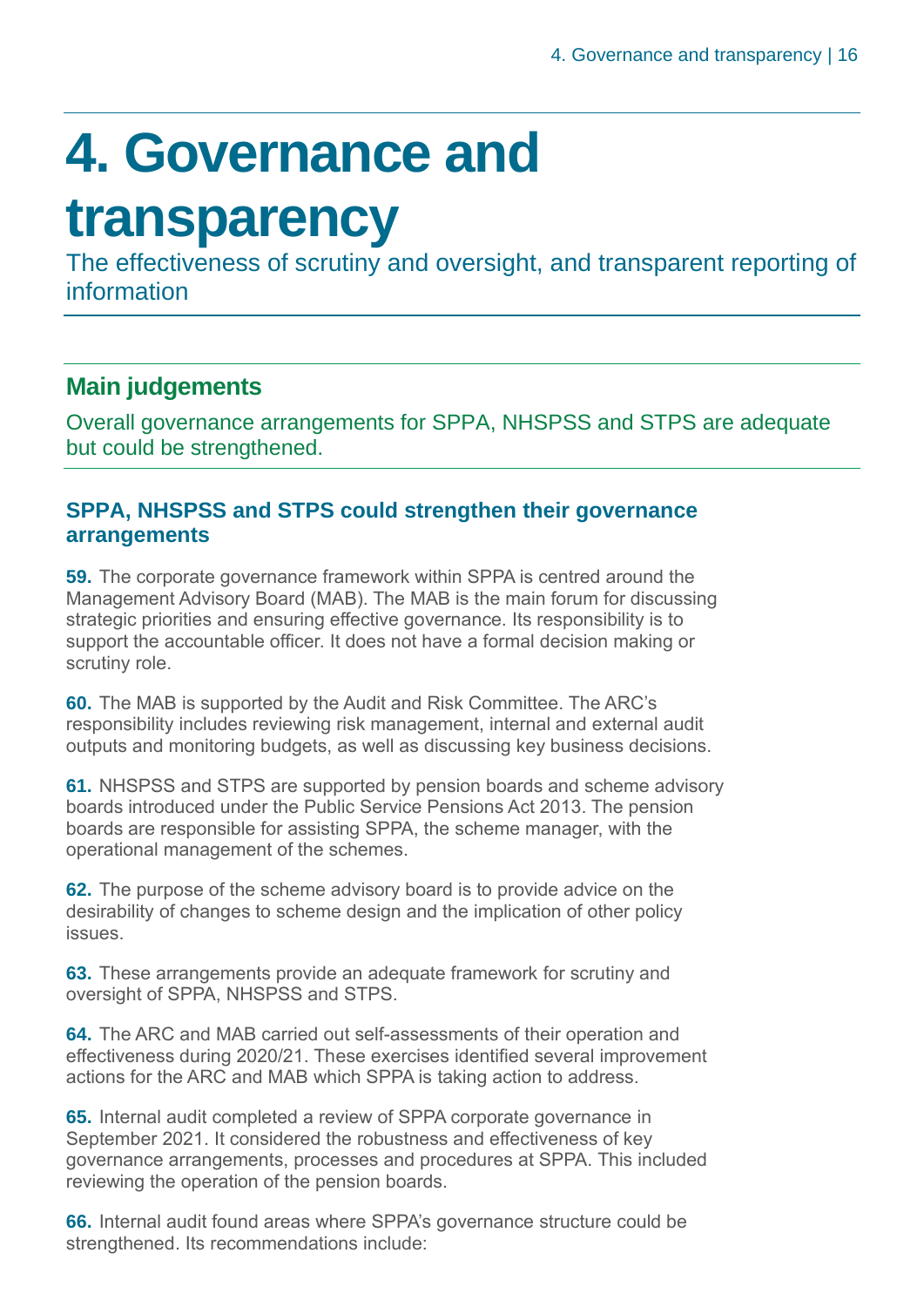# 4. Governance and transparency

The effectiveness of scrutiny and oversight, and transparent reporting of information

## Main judgements

Overall governance arrangements for SPPA, NHSPSS and STPS are adequate but could be strengthened.

### SPPA, NHSPSS and STPS could strengthen their governance arrangements

**59.** The corporate governance framework within SPPA is centred around the Management Advisory Board (MAB). The MAB is the main forum for discussing strategic priorities and ensuring effective governance. Its responsibility is to support the accountable officer. It does not have a formal decision making or scrutiny role.

**60.** The MAB is supported by the Audit and Risk Committee. The ARC's responsibility includes reviewing risk management, internal and external audit outputs and monitoring budgets, as well as discussing key business decisions.

**61.** NHSPSS and STPS are supported by pension boards and scheme advisory boards introduced under the Public Service Pensions Act 2013. The pension boards are responsible for assisting SPPA, the scheme manager, with the operational management of the schemes.

**62.** The purpose of the scheme advisory board is to provide advice on the desirability of changes to scheme design and the implication of other policy issues.

**63.** These arrangements provide an adequate framework for scrutiny and oversight of SPPA, NHSPSS and STPS.

**64.** The ARC and MAB carried out self-assessments of their operation and effectiveness during 2020/21. These exercises identified several improvement actions for the ARC and MAB which SPPA is taking action to address.

**65.** Internal audit completed a review of SPPA corporate governance in September 2021. It considered the robustness and effectiveness of key governance arrangements, processes and procedures at SPPA. This included reviewing the operation of the pension boards.

**66.** Internal audit found areas where SPPA's governance structure could be strengthened. Its recommendations include: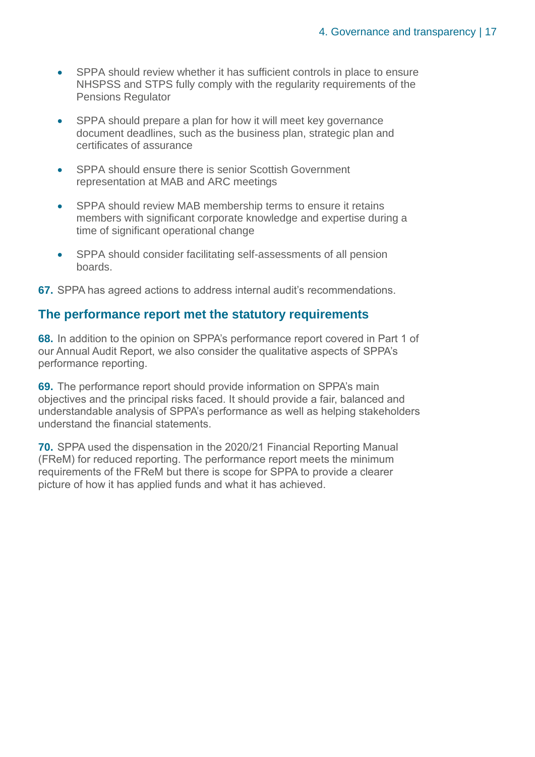- SPPA should review whether it has sufficient controls in place to ensure NHSPSS and STPS fully comply with the regularity requirements of the Pensions Regulator
- SPPA should prepare a plan for how it will meet key governance document deadlines, such as the business plan, strategic plan and certificates of assurance
- SPPA should ensure there is senior Scottish Government representation at MAB and ARC meetings
- SPPA should review MAB membership terms to ensure it retains members with significant corporate knowledge and expertise during a time of significant operational change
- SPPA should consider facilitating self-assessments of all pension boards.

**67.** SPPA has agreed actions to address internal audit's recommendations.

## The performance report met the statutory requirements

**68.** In addition to the opinion on SPPA's performance report covered in Part 1 of our Annual Audit Report, we also consider the qualitative aspects of SPPA's performance reporting.

**69.** The performance report should provide information on SPPA's main objectives and the principal risks faced. It should provide a fair, balanced and understandable analysis of SPPA's performance as well as helping stakeholders understand the financial statements.

**70.** SPPA used the dispensation in the 2020/21 Financial Reporting Manual (FReM) for reduced reporting. The performance report meets the minimum requirements of the FReM but there is scope for SPPA to provide a clearer picture of how it has applied funds and what it has achieved.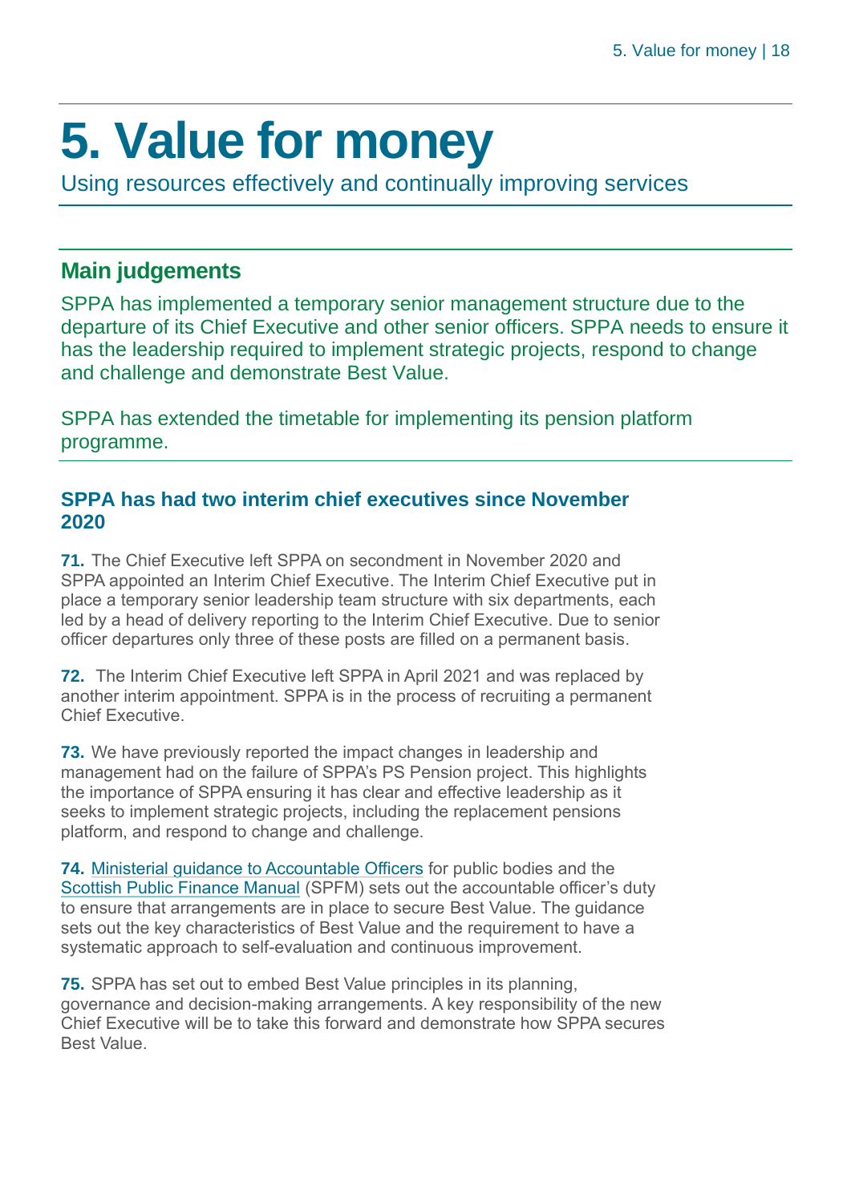# 5. Value for money

Using resources effectively and continually improving services

## Main judgements

SPPA has implemented a temporary senior management structure due to the departure of its Chief Executive and other senior officers. SPPA needs to ensure it has the leadership required to implement strategic projects, respond to change and challenge and demonstrate Best Value.

SPPA has extended the timetable for implementing its pension platform programme.

### SPPA has had two interim chief executives since November 2020

**71.** The Chief Executive left SPPA on secondment in November 2020 and SPPA appointed an Interim Chief Executive. The Interim Chief Executive put in place a temporary senior leadership team structure with six departments, each led by a head of delivery reporting to the Interim Chief Executive. Due to senior officer departures only three of these posts are filled on a permanent basis.

**72.** The Interim Chief Executive left SPPA in April 2021 and was replaced by another interim appointment. SPPA is in the process of recruiting a permanent Chief Executive.

**73.** We have previously reported the impact changes in leadership and management had on the failure of SPPA's PS Pension project. This highlights the importance of SPPA ensuring it has clear and effective leadership as it seeks to implement strategic projects, including the replacement pensions platform, and respond to change and challenge.

**74.** Ministerial guidance to Accountable Officers for public bodies and the Scottish Public Finance Manual (SPFM) sets out the accountable officer's duty to ensure that arrangements are in place to secure Best Value. The guidance sets out the key characteristics of Best Value and the requirement to have a systematic approach to self-evaluation and continuous improvement.

**75.** SPPA has set out to embed Best Value principles in its planning, governance and decision-making arrangements. A key responsibility of the new Chief Executive will be to take this forward and demonstrate how SPPA secures Best Value.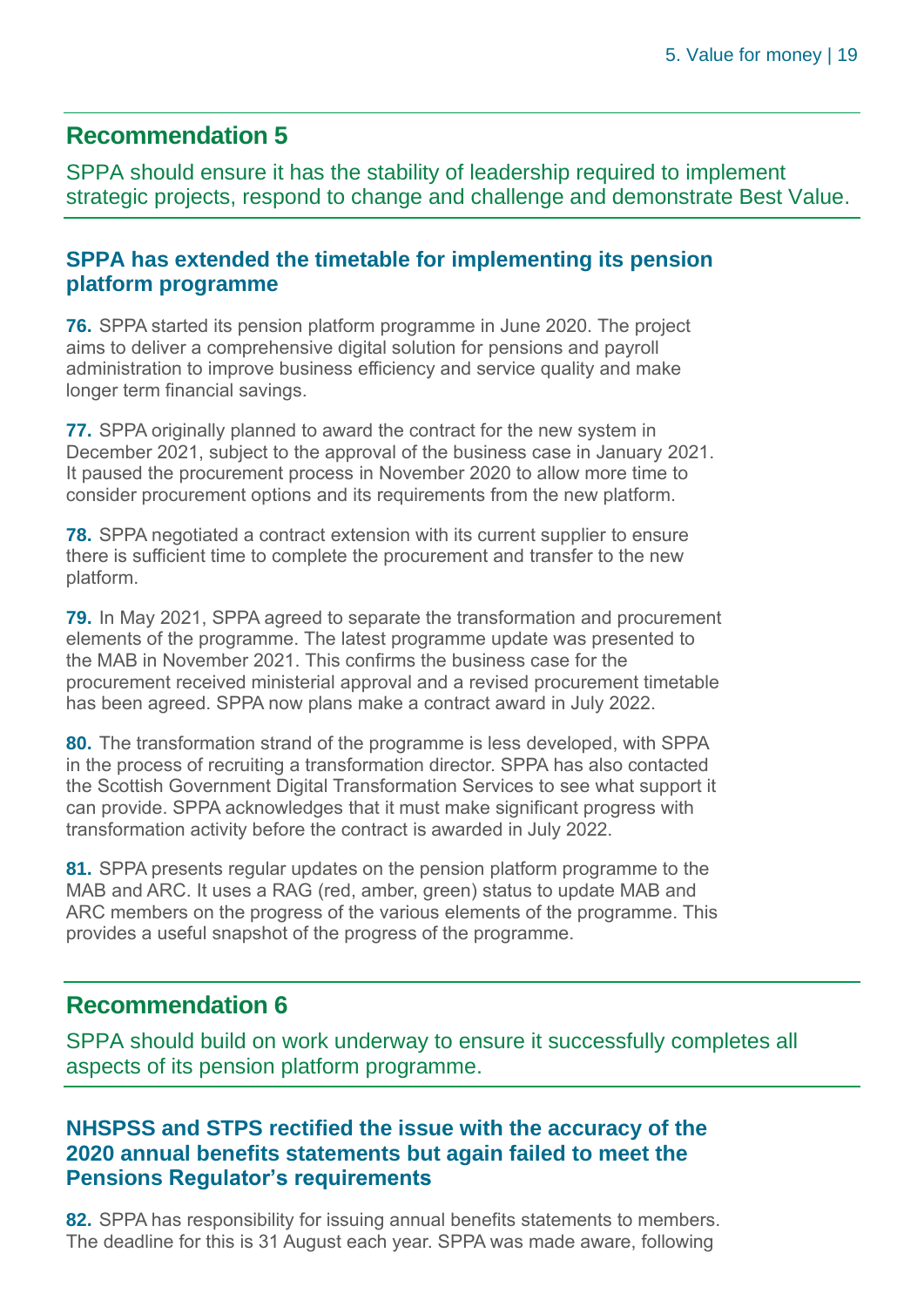## Recommendation 5

SPPA should ensure it has the stability of leadership required to implement strategic projects, respond to change and challenge and demonstrate Best Value.

### SPPA has extended the timetable for implementing its pension platform programme

**76.** SPPA started its pension platform programme in June 2020. The project aims to deliver a comprehensive digital solution for pensions and payroll administration to improve business efficiency and service quality and make longer term financial savings.

**77.** SPPA originally planned to award the contract for the new system in December 2021, subject to the approval of the business case in January 2021. It paused the procurement process in November 2020 to allow more time to consider procurement options and its requirements from the new platform.

**78.** SPPA negotiated a contract extension with its current supplier to ensure there is sufficient time to complete the procurement and transfer to the new platform.

**79.** In May 2021, SPPA agreed to separate the transformation and procurement elements of the programme. The latest programme update was presented to the MAB in November 2021. This confirms the business case for the procurement received ministerial approval and a revised procurement timetable has been agreed. SPPA now plans make a contract award in July 2022.

**80.** The transformation strand of the programme is less developed, with SPPA in the process of recruiting a transformation director. SPPA has also contacted the Scottish Government Digital Transformation Services to see what support it can provide. SPPA acknowledges that it must make significant progress with transformation activity before the contract is awarded in July 2022.

**81.** SPPA presents regular updates on the pension platform programme to the MAB and ARC. It uses a RAG (red, amber, green) status to update MAB and ARC members on the progress of the various elements of the programme. This provides a useful snapshot of the progress of the programme.

## Recommendation 6

SPPA should build on work underway to ensure it successfully completes all aspects of its pension platform programme.

### NHSPSS and STPS rectified the issue with the accuracy of the 2020 annual benefits statements but again failed to meet the Pensions Regulator's requirements

**82.** SPPA has responsibility for issuing annual benefits statements to members. The deadline for this is 31 August each year. SPPA was made aware, following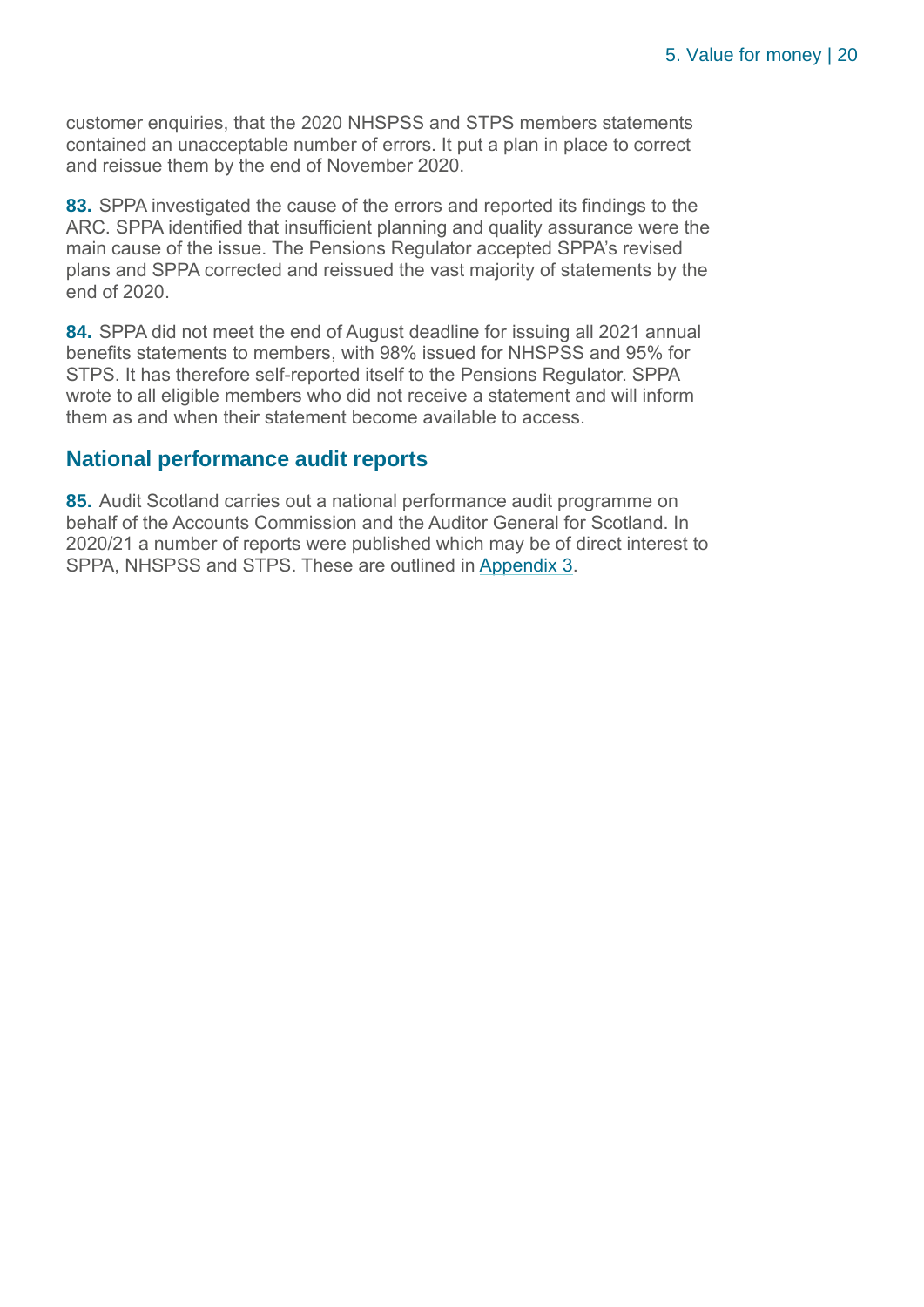customer enquiries, that the 2020 NHSPSS and STPS members statements contained an unacceptable number of errors. It put a plan in place to correct and reissue them by the end of November 2020.

**83.** SPPA investigated the cause of the errors and reported its findings to the ARC. SPPA identified that insufficient planning and quality assurance were the main cause of the issue. The Pensions Regulator accepted SPPA's revised plans and SPPA corrected and reissued the vast majority of statements by the end of 2020.

**84.** SPPA did not meet the end of August deadline for issuing all 2021 annual benefits statements to members, with 98% issued for NHSPSS and 95% for STPS. It has therefore self-reported itself to the Pensions Regulator. SPPA wrote to all eligible members who did not receive a statement and will inform them as and when their statement become available to access.

## National performance audit reports

**85.** Audit Scotland carries out a national performance audit programme on behalf of the Accounts Commission and the Auditor General for Scotland. In 2020/21 a number of reports were published which may be of direct interest to SPPA, NHSPSS and STPS. These are outlined in Appendix 3.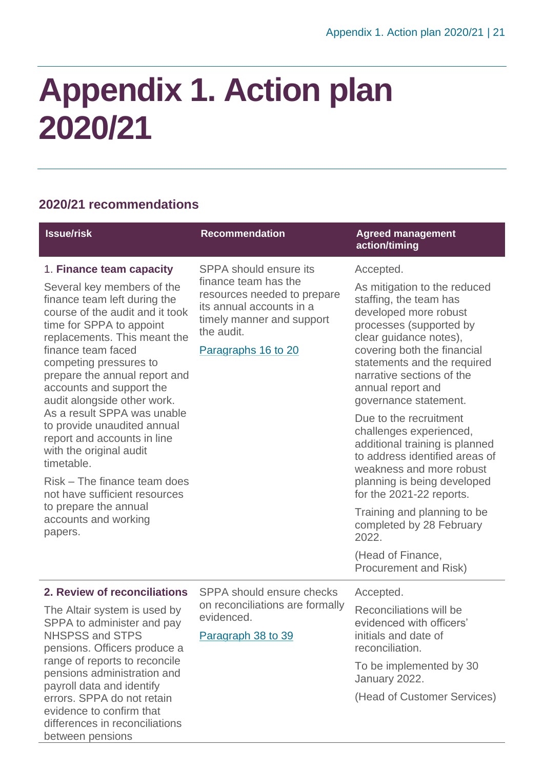# Appendix 1. Action plan 2020/21

## 2020/21 recommendations

| Issue/risk | Recommendation | Agreed management action/timing |
|---|---|---|
| 1. **Finance team capacity**<br><br>Several key members of the finance team left during the course of the audit and it took time for SPPA to appoint replacements. This meant the finance team faced competing pressures to prepare the annual report and accounts and support the audit alongside other work. As a result SPPA was unable to provide unaudited annual report and accounts in line with the original audit timetable.<br><br>Risk – The finance team does not have sufficient resources to prepare the annual accounts and working papers. | SPPA should ensure its finance team has the resources needed to prepare its annual accounts in a timely manner and support the audit.<br><br>Paragraphs 16 to 20 | Accepted.<br><br>As mitigation to the reduced staffing, the team has developed more robust processes (supported by clear guidance notes), covering both the financial statements and the required narrative sections of the annual report and governance statement.<br><br>Due to the recruitment challenges experienced, additional training is planned to address identified areas of weakness and more robust planning is being developed for the 2021-22 reports.<br><br>Training and planning to be completed by 28 February 2022.<br><br>(Head of Finance, Procurement and Risk) |
| **2. Review of reconciliations**<br><br>The Altair system is used by SPPA to administer and pay NHSPSS and STPS pensions. Officers produce a range of reports to reconcile pensions administration and payroll data and identify errors. SPPA do not retain evidence to confirm that differences in reconciliations between pensions | SPPA should ensure checks on reconciliations are formally evidenced.<br><br>Paragraph 38 to 39 | Accepted.<br><br>Reconciliations will be evidenced with officers' initials and date of reconciliation.<br><br>To be implemented by 30 January 2022.<br><br>(Head of Customer Services) |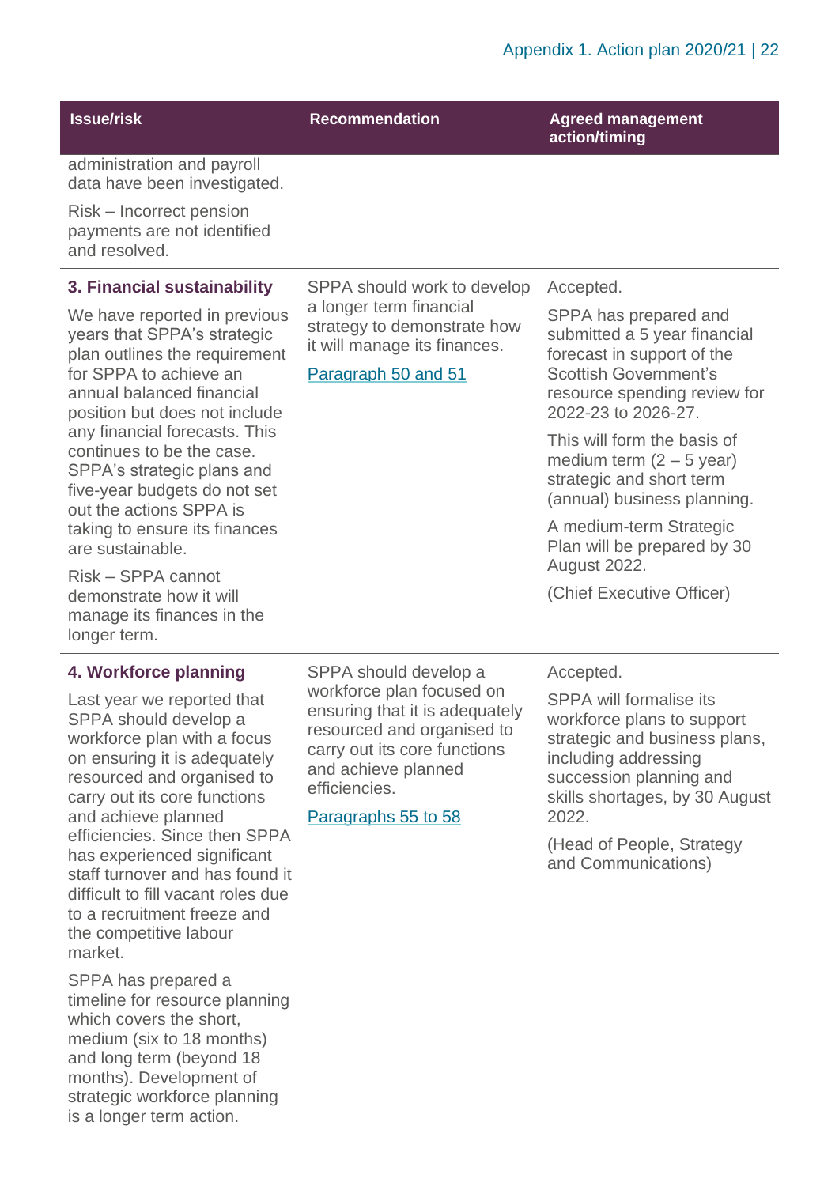| Issue/risk | Recommendation | Agreed management action/timing |
|---|---|---|
| administration and payroll data have been investigated.<br><br>Risk – Incorrect pension payments are not identified and resolved. | | |
| **3. Financial sustainability**<br><br>We have reported in previous years that SPPA's strategic plan outlines the requirement for SPPA to achieve an annual balanced financial position but does not include any financial forecasts. This continues to be the case. SPPA's strategic plans and five-year budgets do not set out the actions SPPA is taking to ensure its finances are sustainable.<br><br>Risk – SPPA cannot demonstrate how it will manage its finances in the longer term. | SPPA should work to develop a longer term financial strategy to demonstrate how it will manage its finances.<br><br>Paragraph 50 and 51 | Accepted.<br><br>SPPA has prepared and submitted a 5 year financial forecast in support of the Scottish Government's resource spending review for 2022-23 to 2026-27.<br><br>This will form the basis of medium term (2 – 5 year) strategic and short term (annual) business planning.<br><br>A medium-term Strategic Plan will be prepared by 30 August 2022.<br><br>(Chief Executive Officer) |
| **4. Workforce planning**<br><br>Last year we reported that SPPA should develop a workforce plan with a focus on ensuring it is adequately resourced and organised to carry out its core functions and achieve planned efficiencies. Since then SPPA has experienced significant staff turnover and has found it difficult to fill vacant roles due to a recruitment freeze and the competitive labour market.<br><br>SPPA has prepared a timeline for resource planning which covers the short, medium (six to 18 months) and long term (beyond 18 months). Development of strategic workforce planning is a longer term action. | SPPA should develop a workforce plan focused on ensuring that it is adequately resourced and organised to carry out its core functions and achieve planned efficiencies.<br><br>Paragraphs 55 to 58 | Accepted.<br><br>SPPA will formalise its workforce plans to support strategic and business plans, including addressing succession planning and skills shortages, by 30 August 2022.<br><br>(Head of People, Strategy and Communications) |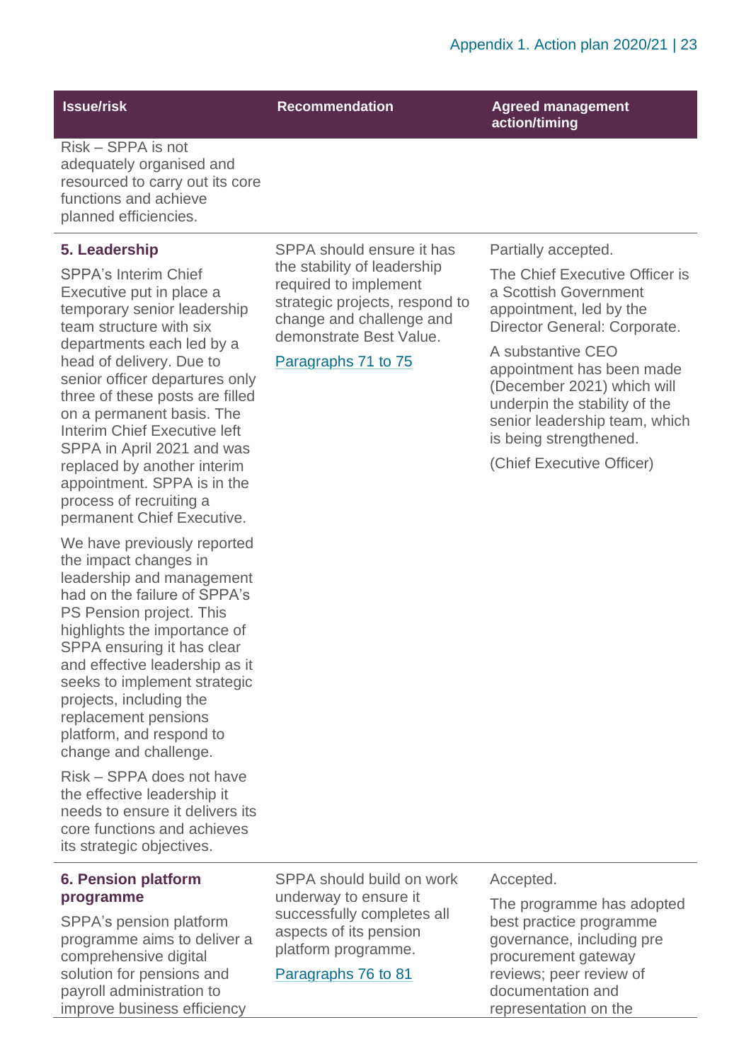| Issue/risk | Recommendation | Agreed management action/timing |
|---|---|---|
| Risk – SPPA is not adequately organised and resourced to carry out its core functions and achieve planned efficiencies. | | |
| **5. Leadership**<br><br>SPPA's Interim Chief Executive put in place a temporary senior leadership team structure with six departments each led by a head of delivery. Due to senior officer departures only three of these posts are filled on a permanent basis. The Interim Chief Executive left SPPA in April 2021 and was replaced by another interim appointment. SPPA is in the process of recruiting a permanent Chief Executive.<br><br>We have previously reported the impact changes in leadership and management had on the failure of SPPA's PS Pension project. This highlights the importance of SPPA ensuring it has clear and effective leadership as it seeks to implement strategic projects, including the replacement pensions platform, and respond to change and challenge.<br><br>Risk – SPPA does not have the effective leadership it needs to ensure it delivers its core functions and achieves its strategic objectives. | SPPA should ensure it has the stability of leadership required to implement strategic projects, respond to change and challenge and demonstrate Best Value.<br><br>Paragraphs 71 to 75 | Partially accepted.<br><br>The Chief Executive Officer is a Scottish Government appointment, led by the Director General: Corporate.<br><br>A substantive CEO appointment has been made (December 2021) which will underpin the stability of the senior leadership team, which is being strengthened.<br><br>(Chief Executive Officer) |
| **6. Pension platform programme**<br><br>SPPA's pension platform programme aims to deliver a comprehensive digital solution for pensions and payroll administration to improve business efficiency | SPPA should build on work underway to ensure it successfully completes all aspects of its pension platform programme.<br><br>Paragraphs 76 to 81 | Accepted.<br><br>The programme has adopted best practice programme governance, including pre procurement gateway reviews; peer review of documentation and representation on the |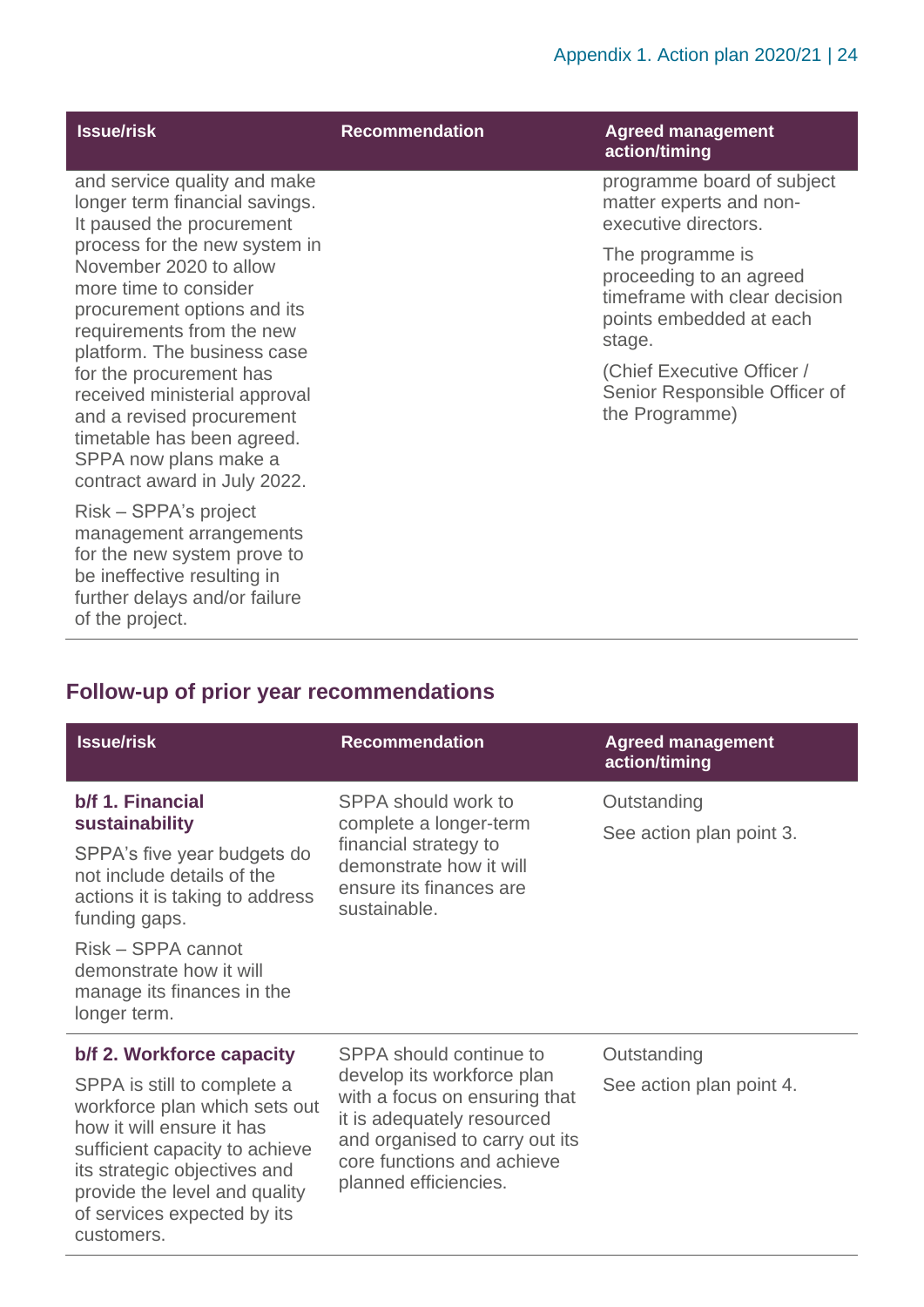| Issue/risk | Recommendation | Agreed management action/timing |
|---|---|---|
| and service quality and make longer term financial savings. It paused the procurement process for the new system in November 2020 to allow more time to consider procurement options and its requirements from the new platform. The business case for the procurement has received ministerial approval and a revised procurement timetable has been agreed. SPPA now plans make a contract award in July 2022.<br><br>Risk – SPPA's project management arrangements for the new system prove to be ineffective resulting in further delays and/or failure of the project. | | programme board of subject matter experts and non-executive directors.<br><br>The programme is proceeding to an agreed timeframe with clear decision points embedded at each stage.<br><br>(Chief Executive Officer / Senior Responsible Officer of the Programme) |

## Follow-up of prior year recommendations

| Issue/risk | Recommendation | Agreed management action/timing |
|---|---|---|
| **b/f 1. Financial sustainability**<br><br>SPPA's five year budgets do not include details of the actions it is taking to address funding gaps.<br><br>Risk – SPPA cannot demonstrate how it will manage its finances in the longer term. | SPPA should work to complete a longer-term financial strategy to demonstrate how it will ensure its finances are sustainable. | Outstanding<br><br>See action plan point 3. |
| **b/f 2. Workforce capacity**<br><br>SPPA is still to complete a workforce plan which sets out how it will ensure it has sufficient capacity to achieve its strategic objectives and provide the level and quality of services expected by its customers. | SPPA should continue to develop its workforce plan with a focus on ensuring that it is adequately resourced and organised to carry out its core functions and achieve planned efficiencies. | Outstanding<br><br>See action plan point 4. |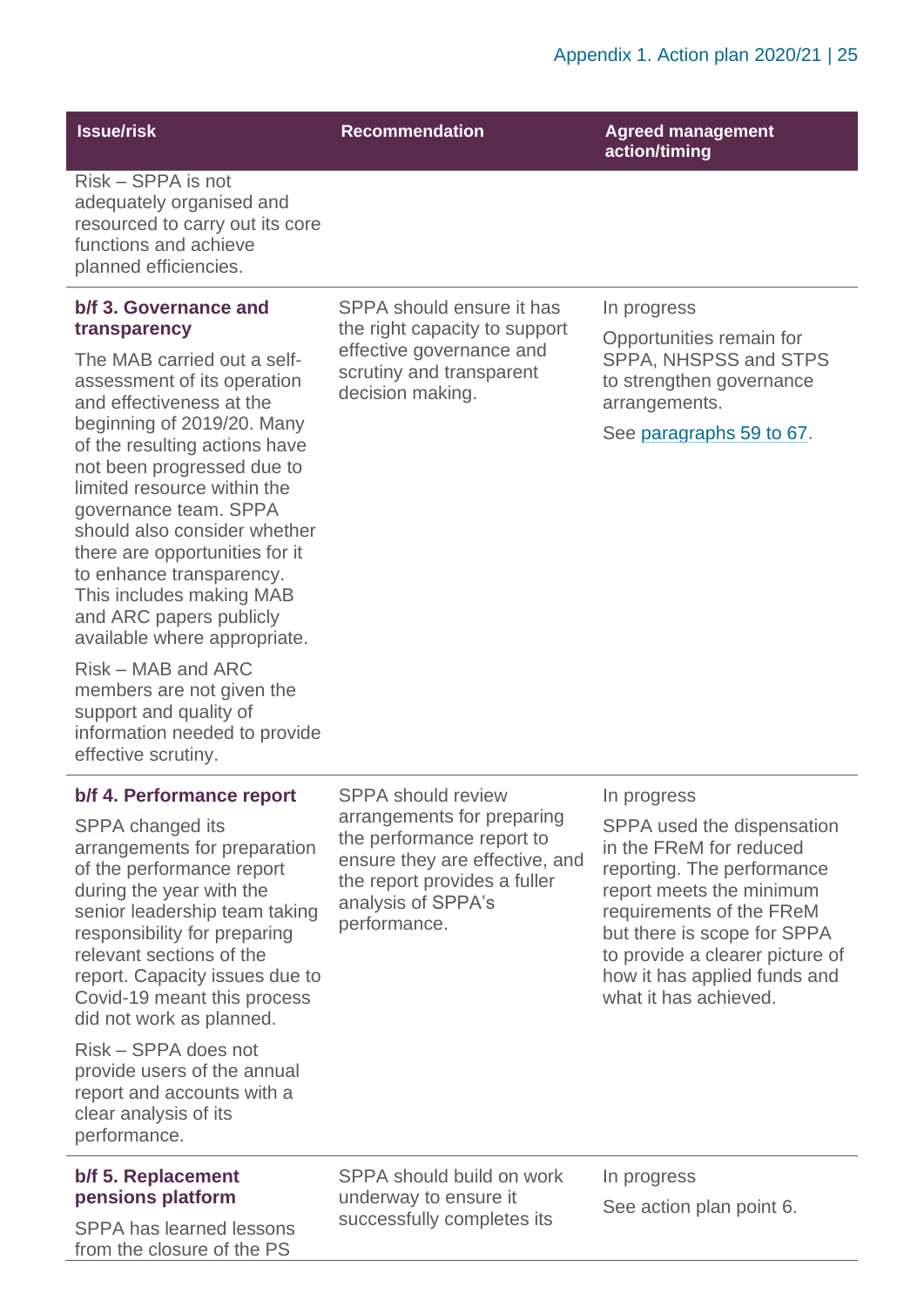| Issue/risk | Recommendation | Agreed management action/timing |
|---|---|---|
| Risk – SPPA is not adequately organised and resourced to carry out its core functions and achieve planned efficiencies. | | |
| **b/f 3. Governance and transparency**<br><br>The MAB carried out a self-assessment of its operation and effectiveness at the beginning of 2019/20. Many of the resulting actions have not been progressed due to limited resource within the governance team. SPPA should also consider whether there are opportunities for it to enhance transparency. This includes making MAB and ARC papers publicly available where appropriate.<br><br>Risk – MAB and ARC members are not given the support and quality of information needed to provide effective scrutiny. | SPPA should ensure it has the right capacity to support effective governance and scrutiny and transparent decision making. | In progress<br><br>Opportunities remain for SPPA, NHSPSS and STPS to strengthen governance arrangements.<br><br>See paragraphs 59 to 67. |
| **b/f 4. Performance report**<br><br>SPPA changed its arrangements for preparation of the performance report during the year with the senior leadership team taking responsibility for preparing relevant sections of the report. Capacity issues due to Covid-19 meant this process did not work as planned.<br><br>Risk – SPPA does not provide users of the annual report and accounts with a clear analysis of its performance. | SPPA should review arrangements for preparing the performance report to ensure they are effective, and the report provides a fuller analysis of SPPA's performance. | In progress<br><br>SPPA used the dispensation in the FReM for reduced reporting. The performance report meets the minimum requirements of the FReM but there is scope for SPPA to provide a clearer picture of how it has applied funds and what it has achieved. |
| **b/f 5. Replacement pensions platform**<br><br>SPPA has learned lessons from the closure of the PS | SPPA should build on work underway to ensure it successfully completes its | In progress<br><br>See action plan point 6. |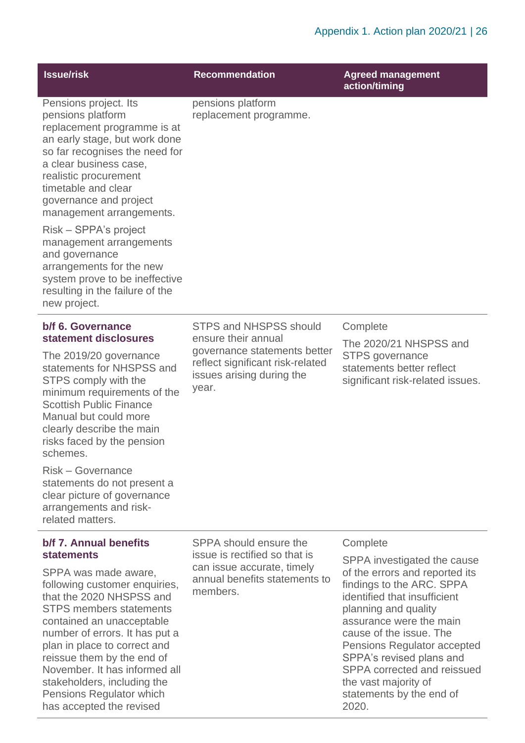| Issue/risk | Recommendation | Agreed management action/timing |
|---|---|---|
| Pensions project. Its pensions platform replacement programme is at an early stage, but work done so far recognises the need for a clear business case, realistic procurement timetable and clear governance and project management arrangements.<br><br>Risk – SPPA's project management arrangements and governance arrangements for the new system prove to be ineffective resulting in the failure of the new project. | pensions platform replacement programme. | |
| **b/f 6. Governance statement disclosures**<br><br>The 2019/20 governance statements for NHSPSS and STPS comply with the minimum requirements of the Scottish Public Finance Manual but could more clearly describe the main risks faced by the pension schemes.<br><br>Risk – Governance statements do not present a clear picture of governance arrangements and risk-related matters. | STPS and NHSPSS should ensure their annual governance statements better reflect significant risk-related issues arising during the year. | Complete<br><br>The 2020/21 NHSPSS and STPS governance statements better reflect significant risk-related issues. |
| **b/f 7. Annual benefits statements**<br><br>SPPA was made aware, following customer enquiries, that the 2020 NHSPSS and STPS members statements contained an unacceptable number of errors. It has put a plan in place to correct and reissue them by the end of November. It has informed all stakeholders, including the Pensions Regulator which has accepted the revised | SPPA should ensure the issue is rectified so that is can issue accurate, timely annual benefits statements to members. | Complete<br><br>SPPA investigated the cause of the errors and reported its findings to the ARC. SPPA identified that insufficient planning and quality assurance were the main cause of the issue. The Pensions Regulator accepted SPPA's revised plans and SPPA corrected and reissued the vast majority of statements by the end of 2020. |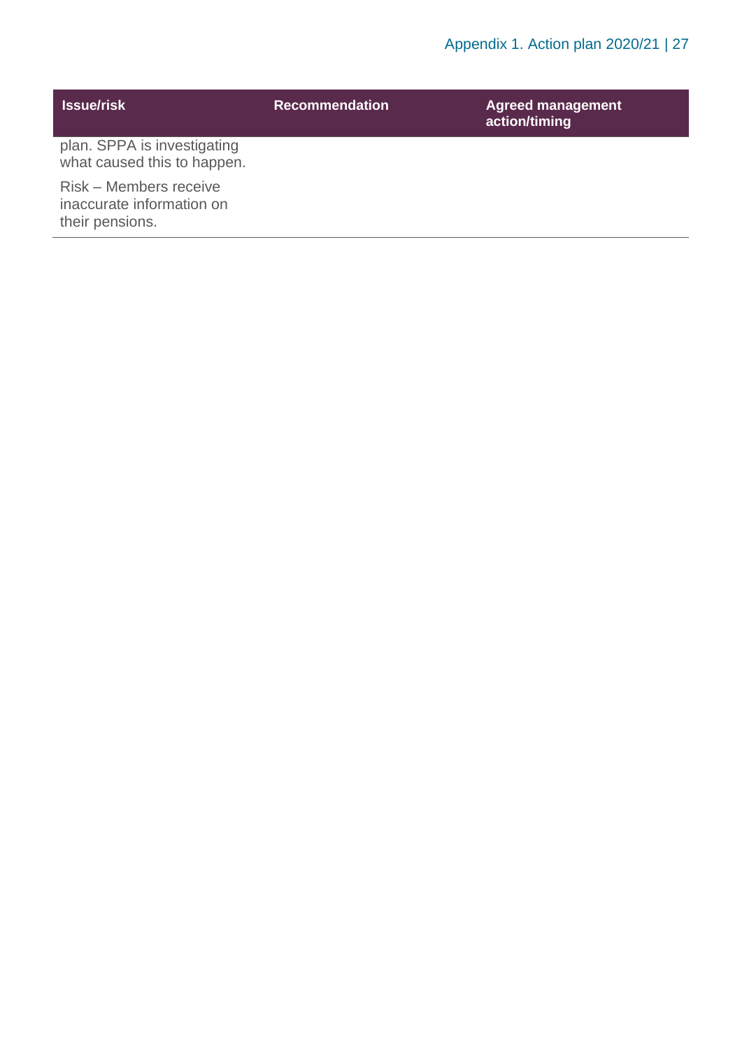| Issue/risk | Recommendation | Agreed management action/timing |
| --- | --- | --- |
| plan. SPPA is investigating what caused this to happen.<br><br>Risk – Members receive inaccurate information on their pensions. | | |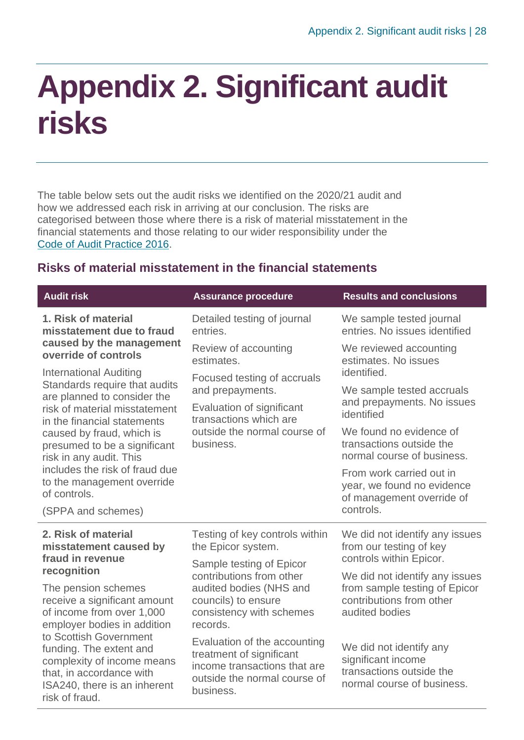# Appendix 2. Significant audit risks

The table below sets out the audit risks we identified on the 2020/21 audit and how we addressed each risk in arriving at our conclusion. The risks are categorised between those where there is a risk of material misstatement in the financial statements and those relating to our wider responsibility under the Code of Audit Practice 2016.

## Risks of material misstatement in the financial statements

| Audit risk | Assurance procedure | Results and conclusions |
|---|---|---|
| **1. Risk of material misstatement due to fraud caused by the management override of controls**<br><br>International Auditing Standards require that audits are planned to consider the risk of material misstatement in the financial statements caused by fraud, which is presumed to be a significant risk in any audit. This includes the risk of fraud due to the management override of controls.<br><br>(SPPA and schemes) | Detailed testing of journal entries.<br><br>Review of accounting estimates.<br><br>Focused testing of accruals and prepayments.<br><br>Evaluation of significant transactions which are outside the normal course of business. | We sample tested journal entries. No issues identified<br><br>We reviewed accounting estimates. No issues identified.<br><br>We sample tested accruals and prepayments. No issues identified<br><br>We found no evidence of transactions outside the normal course of business.<br><br>From work carried out in year, we found no evidence of management override of controls. |
| **2. Risk of material misstatement caused by fraud in revenue recognition**<br><br>The pension schemes receive a significant amount of income from over 1,000 employer bodies in addition to Scottish Government funding. The extent and complexity of income means that, in accordance with ISA240, there is an inherent risk of fraud. | Testing of key controls within the Epicor system.<br><br>Sample testing of Epicor contributions from other audited bodies (NHS and councils) to ensure consistency with schemes records.<br><br>Evaluation of the accounting treatment of significant income transactions that are outside the normal course of business. | We did not identify any issues from our testing of key controls within Epicor.<br><br>We did not identify any issues from sample testing of Epicor contributions from other audited bodies<br><br>We did not identify any significant income transactions outside the normal course of business. |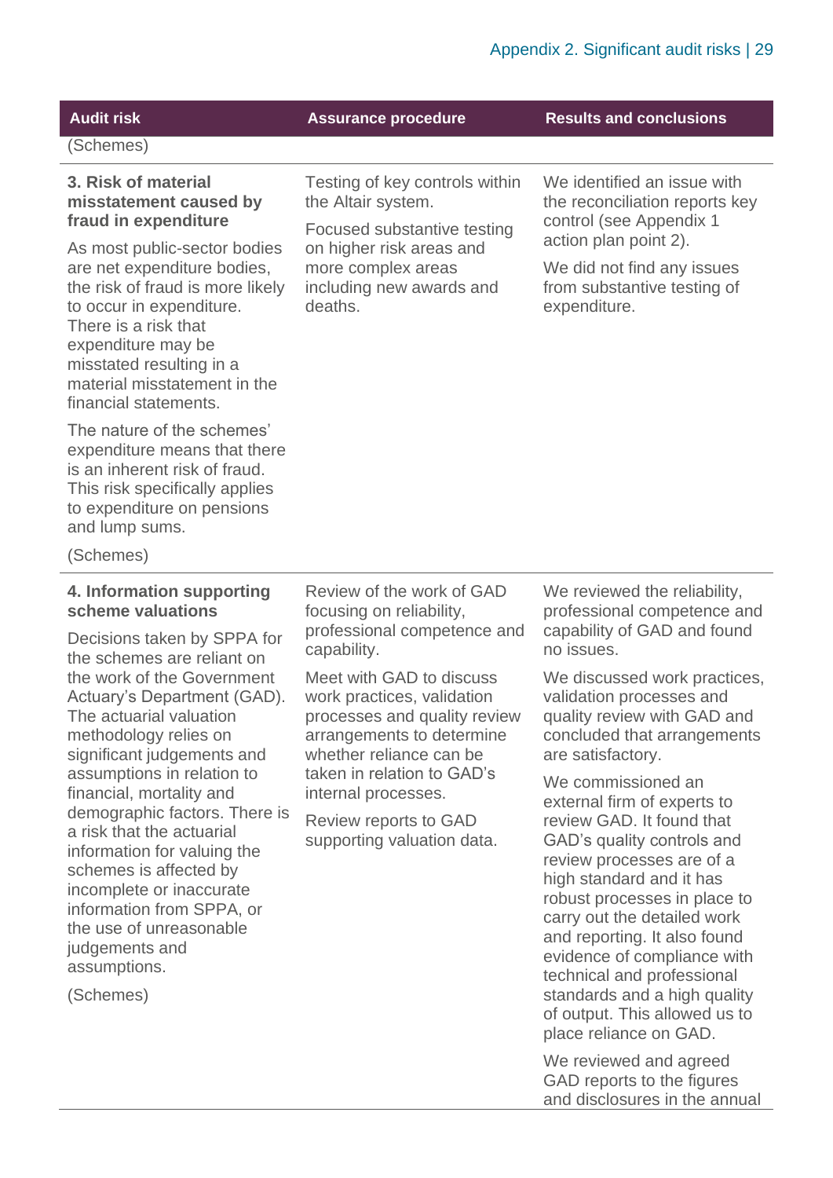| Audit risk | Assurance procedure | Results and conclusions |
|---|---|---|
| (Schemes) | | |
| **3. Risk of material misstatement caused by fraud in expenditure**<br><br>As most public-sector bodies are net expenditure bodies, the risk of fraud is more likely to occur in expenditure. There is a risk that expenditure may be misstated resulting in a material misstatement in the financial statements.<br><br>The nature of the schemes' expenditure means that there is an inherent risk of fraud. This risk specifically applies to expenditure on pensions and lump sums.<br><br>(Schemes) | Testing of key controls within the Altair system.<br><br>Focused substantive testing on higher risk areas and more complex areas including new awards and deaths. | We identified an issue with the reconciliation reports key control (see Appendix 1 action plan point 2).<br><br>We did not find any issues from substantive testing of expenditure. |
| **4. Information supporting scheme valuations**<br><br>Decisions taken by SPPA for the schemes are reliant on the work of the Government Actuary's Department (GAD). The actuarial valuation methodology relies on significant judgements and assumptions in relation to financial, mortality and demographic factors. There is a risk that the actuarial information for valuing the schemes is affected by incomplete or inaccurate information from SPPA, or the use of unreasonable judgements and assumptions.<br><br>(Schemes) | Review of the work of GAD focusing on reliability, professional competence and capability.<br><br>Meet with GAD to discuss work practices, validation processes and quality review arrangements to determine whether reliance can be taken in relation to GAD's internal processes.<br><br>Review reports to GAD supporting valuation data. | We reviewed the reliability, professional competence and capability of GAD and found no issues.<br><br>We discussed work practices, validation processes and quality review with GAD and concluded that arrangements are satisfactory.<br><br>We commissioned an external firm of experts to review GAD. It found that GAD's quality controls and review processes are of a high standard and it has robust processes in place to carry out the detailed work and reporting. It also found evidence of compliance with technical and professional standards and a high quality of output. This allowed us to place reliance on GAD.<br><br>We reviewed and agreed GAD reports to the figures and disclosures in the annual |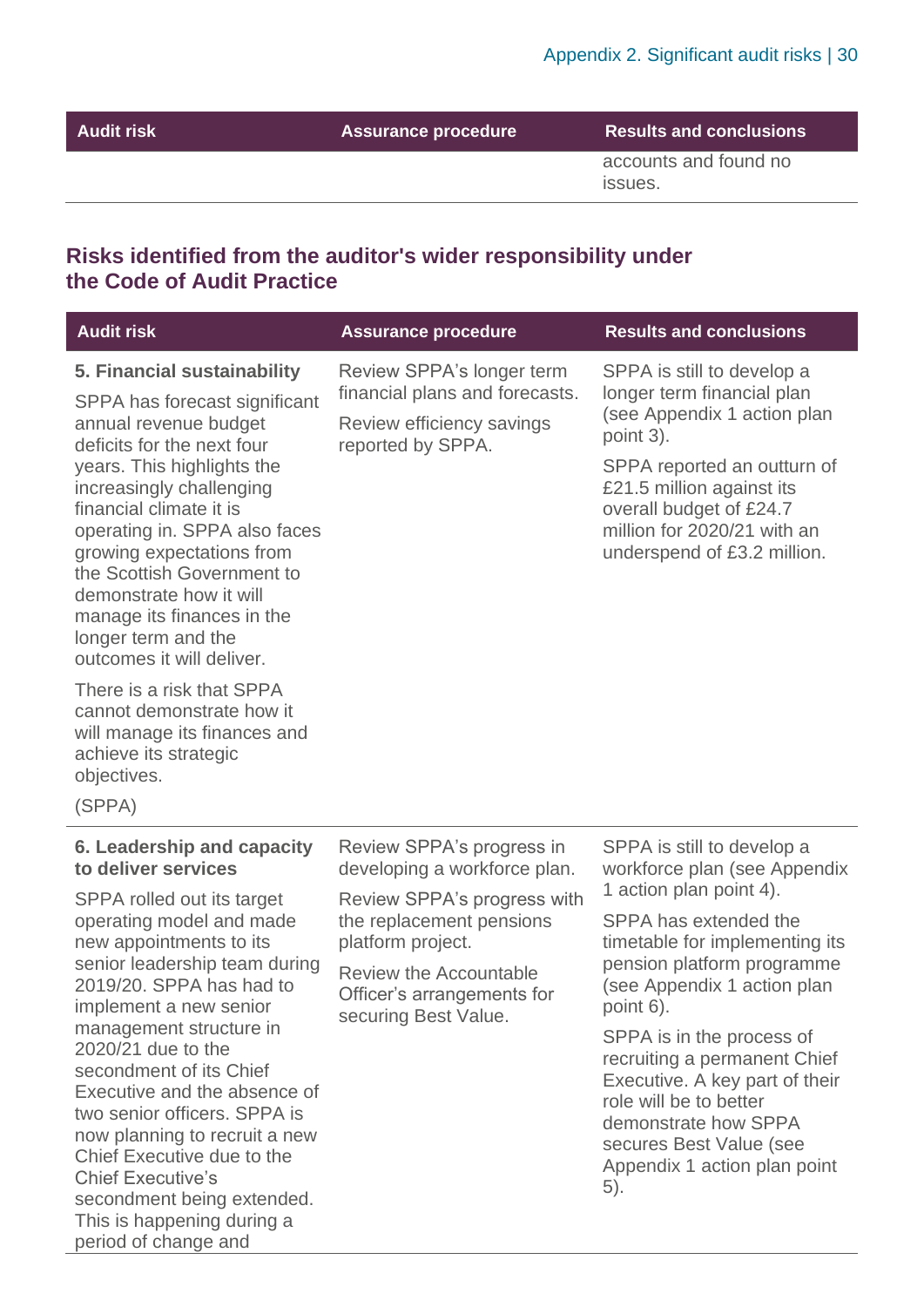| Audit risk | Assurance procedure | Results and conclusions |
|---|---|---|
| | | accounts and found no issues. |

## Risks identified from the auditor's wider responsibility under the Code of Audit Practice

| Audit risk | Assurance procedure | Results and conclusions |
|---|---|---|
| **5. Financial sustainability**<br><br>SPPA has forecast significant annual revenue budget deficits for the next four years. This highlights the increasingly challenging financial climate it is operating in. SPPA also faces growing expectations from the Scottish Government to demonstrate how it will manage its finances in the longer term and the outcomes it will deliver.<br><br>There is a risk that SPPA cannot demonstrate how it will manage its finances and achieve its strategic objectives.<br><br>(SPPA) | Review SPPA's longer term financial plans and forecasts.<br><br>Review efficiency savings reported by SPPA. | SPPA is still to develop a longer term financial plan (see Appendix 1 action plan point 3).<br><br>SPPA reported an outturn of £21.5 million against its overall budget of £24.7 million for 2020/21 with an underspend of £3.2 million. |
| **6. Leadership and capacity to deliver services**<br><br>SPPA rolled out its target operating model and made new appointments to its senior leadership team during 2019/20. SPPA has had to implement a new senior management structure in 2020/21 due to the secondment of its Chief Executive and the absence of two senior officers. SPPA is now planning to recruit a new Chief Executive due to the Chief Executive's secondment being extended. This is happening during a period of change and | Review SPPA's progress in developing a workforce plan.<br><br>Review SPPA's progress with the replacement pensions platform project.<br><br>Review the Accountable Officer's arrangements for securing Best Value. | SPPA is still to develop a workforce plan (see Appendix 1 action plan point 4).<br><br>SPPA has extended the timetable for implementing its pension platform programme (see Appendix 1 action plan point 6).<br><br>SPPA is in the process of recruiting a permanent Chief Executive. A key part of their role will be to better demonstrate how SPPA secures Best Value (see Appendix 1 action plan point 5). |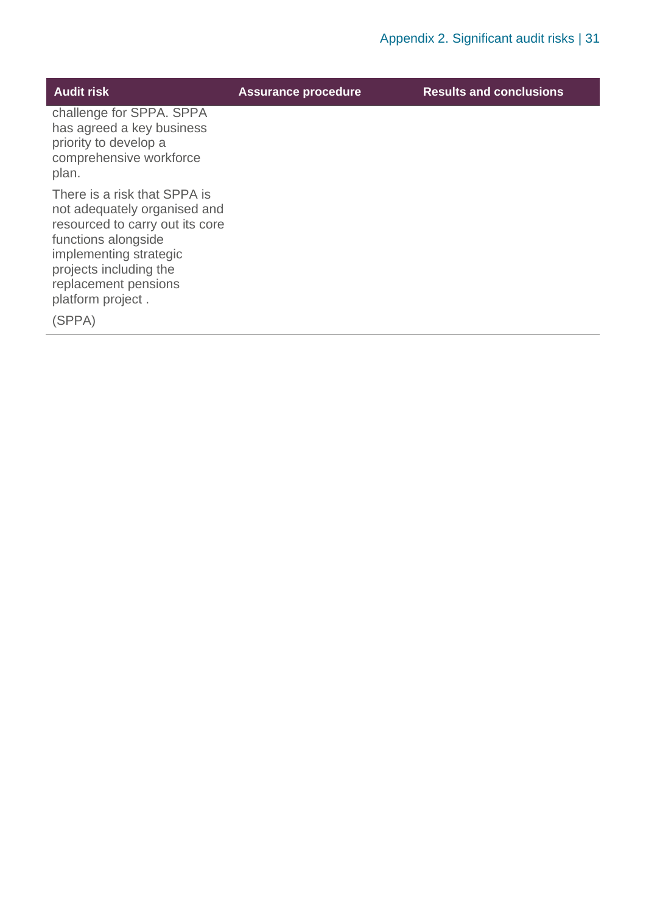| Audit risk | Assurance procedure | Results and conclusions |
| --- | --- | --- |
| challenge for SPPA. SPPA has agreed a key business priority to develop a comprehensive workforce plan.<br><br>There is a risk that SPPA is not adequately organised and resourced to carry out its core functions alongside implementing strategic projects including the replacement pensions platform project .<br><br>(SPPA) | | |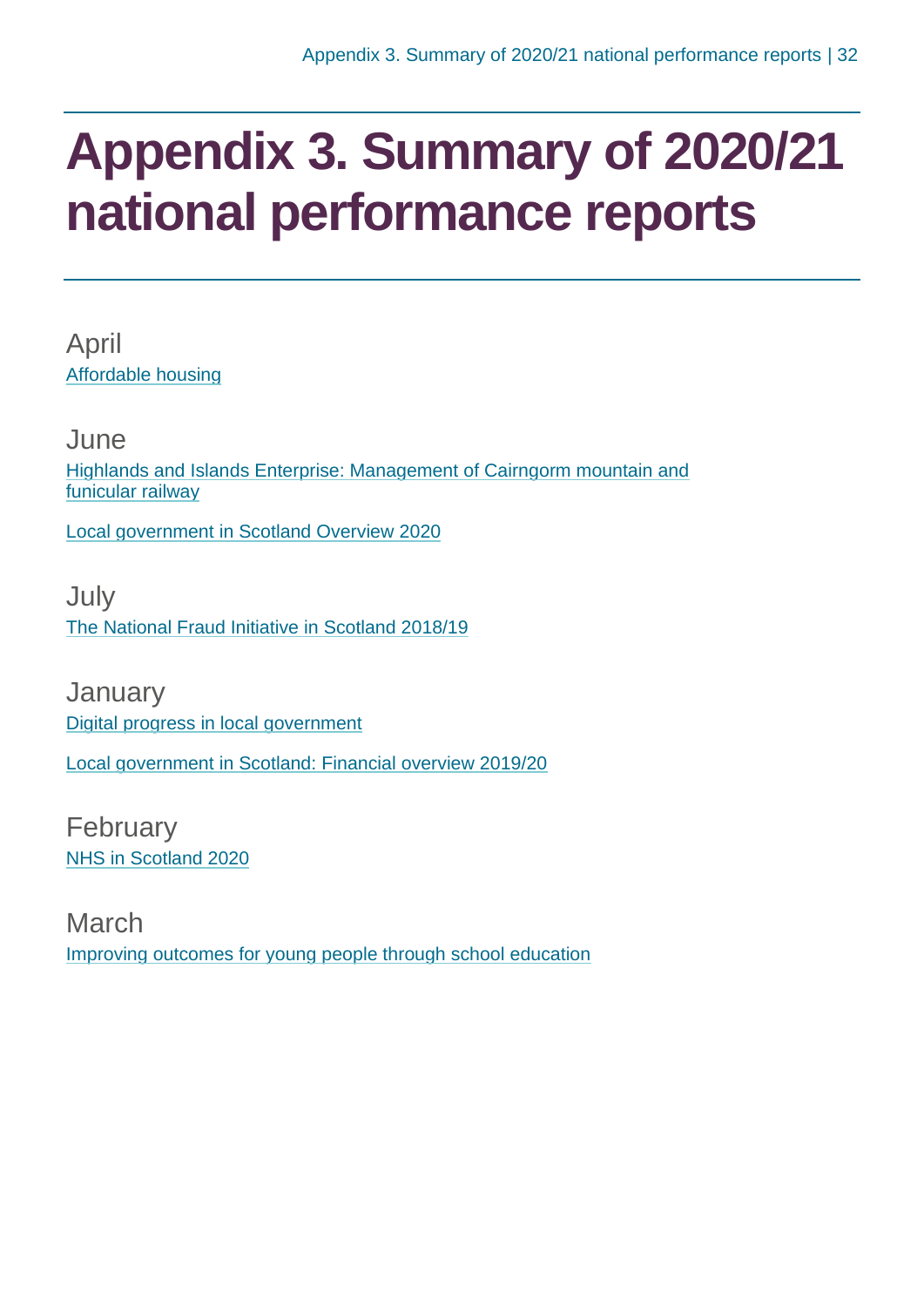# Appendix 3. Summary of 2020/21 national performance reports

## April

Affordable housing

## June

Highlands and Islands Enterprise: Management of Cairngorm mountain and funicular railway

Local government in Scotland Overview 2020

## July

The National Fraud Initiative in Scotland 2018/19

## January

Digital progress in local government

Local government in Scotland: Financial overview 2019/20

## February

NHS in Scotland 2020

## March

Improving outcomes for young people through school education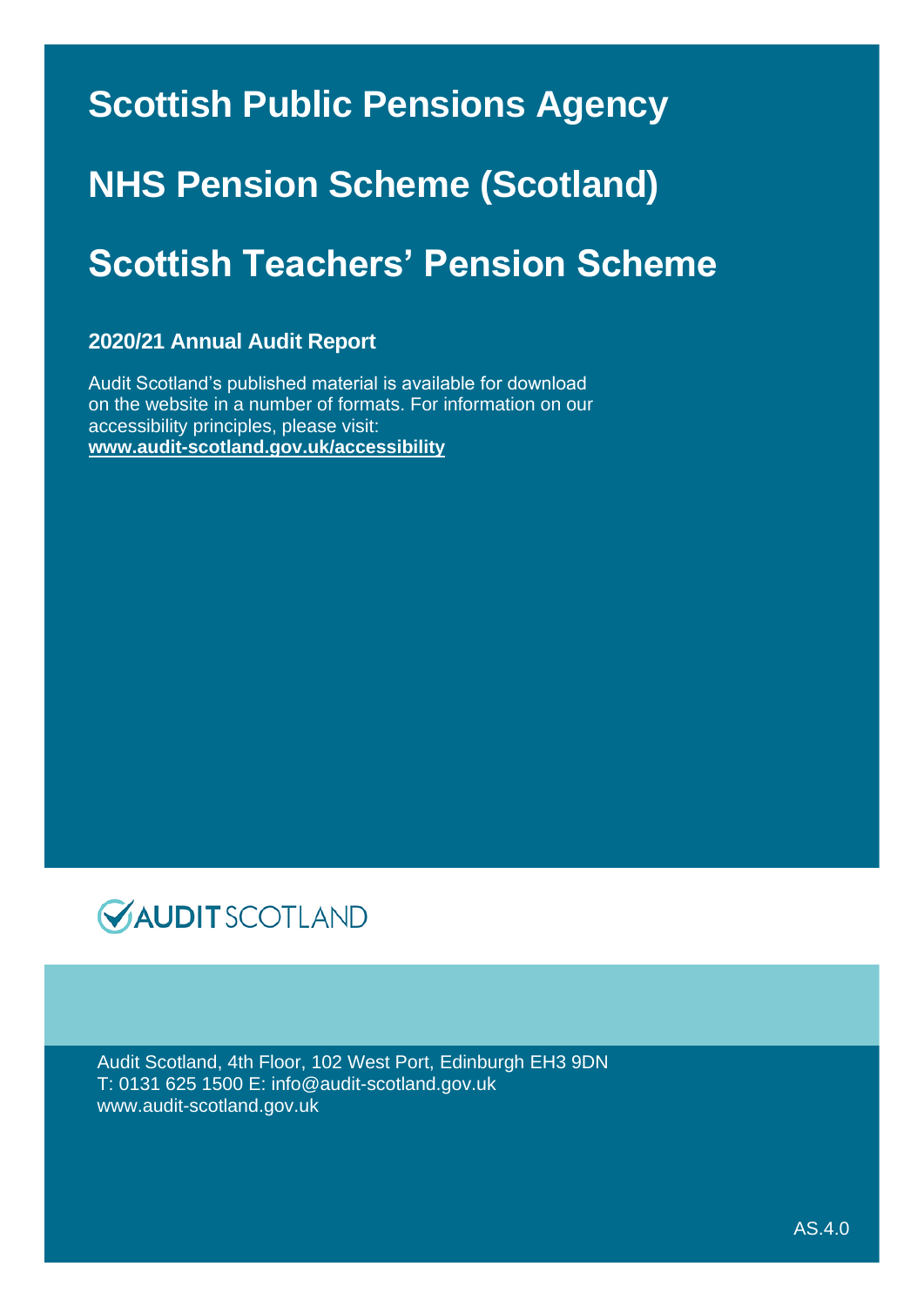# Scottish Public Pensions Agency

# NHS Pension Scheme (Scotland)

# Scottish Teachers' Pension Scheme

## 2020/21 Annual Audit Report

Audit Scotland's published material is available for download on the website in a number of formats. For information on our accessibility principles, please visit:
**www.audit-scotland.gov.uk/accessibility**

AUDIT SCOTLAND

Audit Scotland, 4th Floor, 102 West Port, Edinburgh EH3 9DN
T: 0131 625 1500 E: info@audit-scotland.gov.uk
www.audit-scotland.gov.uk

AS.4.0